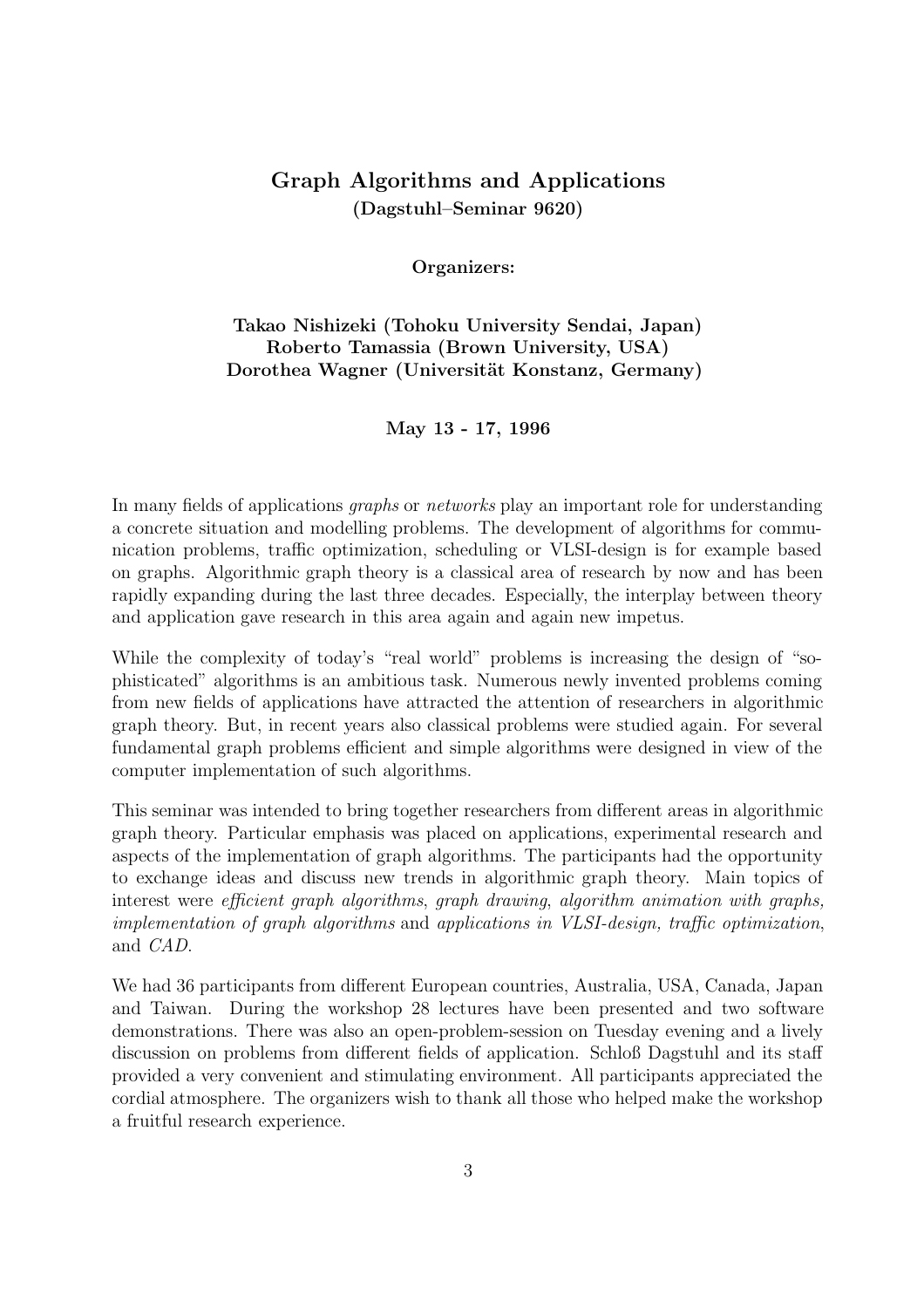# Graph Algorithms and Applications

**(Dagstuhl–Seminar 9620)**

**Organizers:**

**Takao Nishizeki (Tohoku University Sendai, Japan)**
**Roberto Tamassia (Brown University, USA)**
**Dorothea Wagner (Universität Konstanz, Germany)**

**May 13 - 17, 1996**

In many fields of applications *graphs* or *networks* play an important role for understanding a concrete situation and modelling problems. The development of algorithms for communication problems, traffic optimization, scheduling or VLSI-design is for example based on graphs. Algorithmic graph theory is a classical area of research by now and has been rapidly expanding during the last three decades. Especially, the interplay between theory and application gave research in this area again and again new impetus.

While the complexity of today's "real world" problems is increasing the design of "sophisticated" algorithms is an ambitious task. Numerous newly invented problems coming from new fields of applications have attracted the attention of researchers in algorithmic graph theory. But, in recent years also classical problems were studied again. For several fundamental graph problems efficient and simple algorithms were designed in view of the computer implementation of such algorithms.

This seminar was intended to bring together researchers from different areas in algorithmic graph theory. Particular emphasis was placed on applications, experimental research and aspects of the implementation of graph algorithms. The participants had the opportunity to exchange ideas and discuss new trends in algorithmic graph theory. Main topics of interest were *efficient graph algorithms*, *graph drawing*, *algorithm animation with graphs, implementation of graph algorithms* and *applications in VLSI-design, traffic optimization*, and *CAD*.

We had 36 participants from different European countries, Australia, USA, Canada, Japan and Taiwan. During the workshop 28 lectures have been presented and two software demonstrations. There was also an open-problem-session on Tuesday evening and a lively discussion on problems from different fields of application. Schloß Dagstuhl and its staff provided a very convenient and stimulating environment. All participants appreciated the cordial atmosphere. The organizers wish to thank all those who helped make the workshop a fruitful research experience.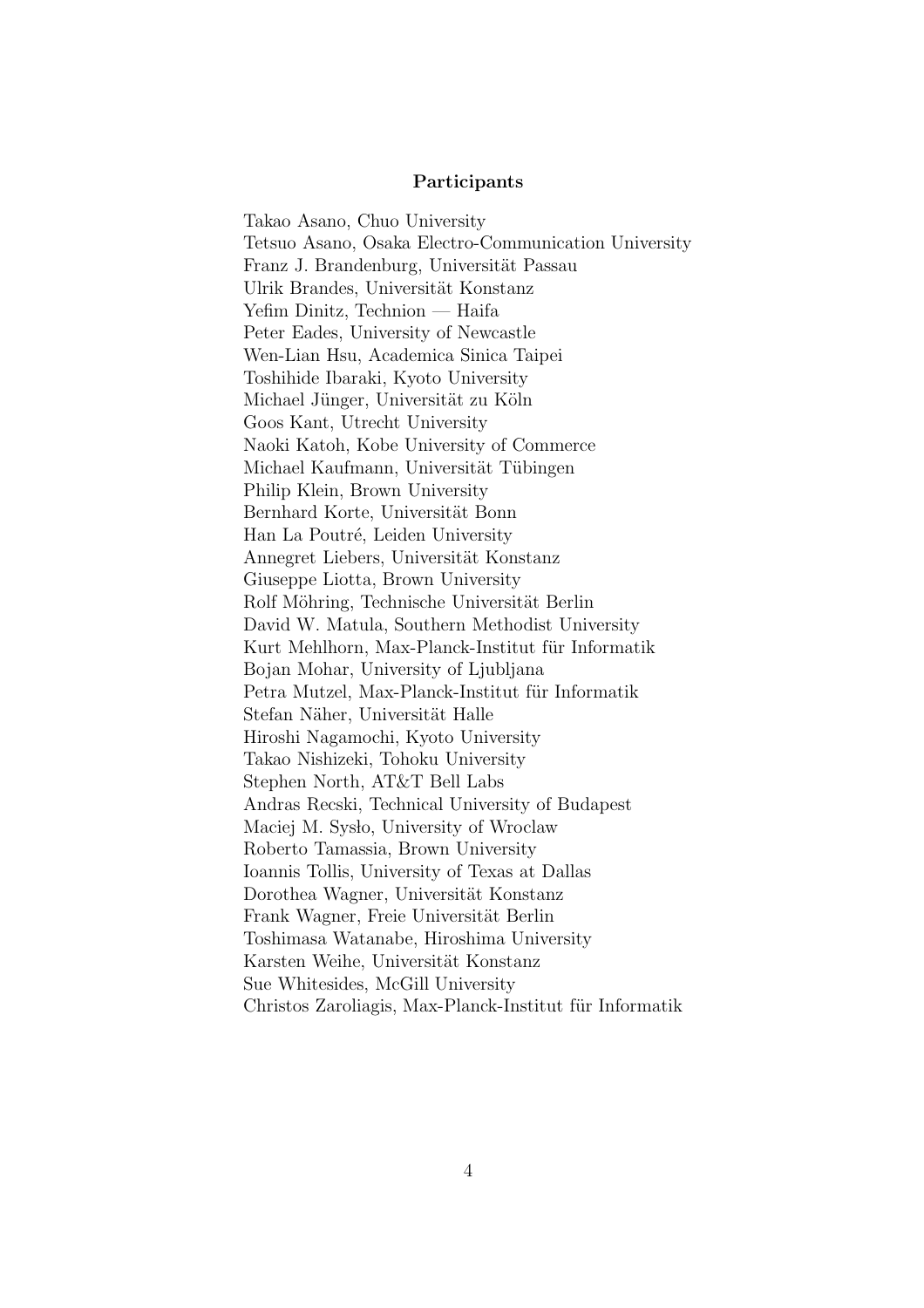**Participants**

Takao Asano, Chuo University
Tetsuo Asano, Osaka Electro-Communication University
Franz J. Brandenburg, Universität Passau
Ulrik Brandes, Universität Konstanz
Yefim Dinitz, Technion — Haifa
Peter Eades, University of Newcastle
Wen-Lian Hsu, Academica Sinica Taipei
Toshihide Ibaraki, Kyoto University
Michael Jünger, Universität zu Köln
Goos Kant, Utrecht University
Naoki Katoh, Kobe University of Commerce
Michael Kaufmann, Universität Tübingen
Philip Klein, Brown University
Bernhard Korte, Universität Bonn
Han La Poutré, Leiden University
Annegret Liebers, Universität Konstanz
Giuseppe Liotta, Brown University
Rolf Möhring, Technische Universität Berlin
David W. Matula, Southern Methodist University
Kurt Mehlhorn, Max-Planck-Institut für Informatik
Bojan Mohar, University of Ljubljana
Petra Mutzel, Max-Planck-Institut für Informatik
Stefan Näher, Universität Halle
Hiroshi Nagamochi, Kyoto University
Takao Nishizeki, Tohoku University
Stephen North, AT&T Bell Labs
Andras Recski, Technical University of Budapest
Maciej M. Sysło, University of Wroclaw
Roberto Tamassia, Brown University
Ioannis Tollis, University of Texas at Dallas
Dorothea Wagner, Universität Konstanz
Frank Wagner, Freie Universität Berlin
Toshimasa Watanabe, Hiroshima University
Karsten Weihe, Universität Konstanz
Sue Whitesides, McGill University
Christos Zaroliagis, Max-Planck-Institut für Informatik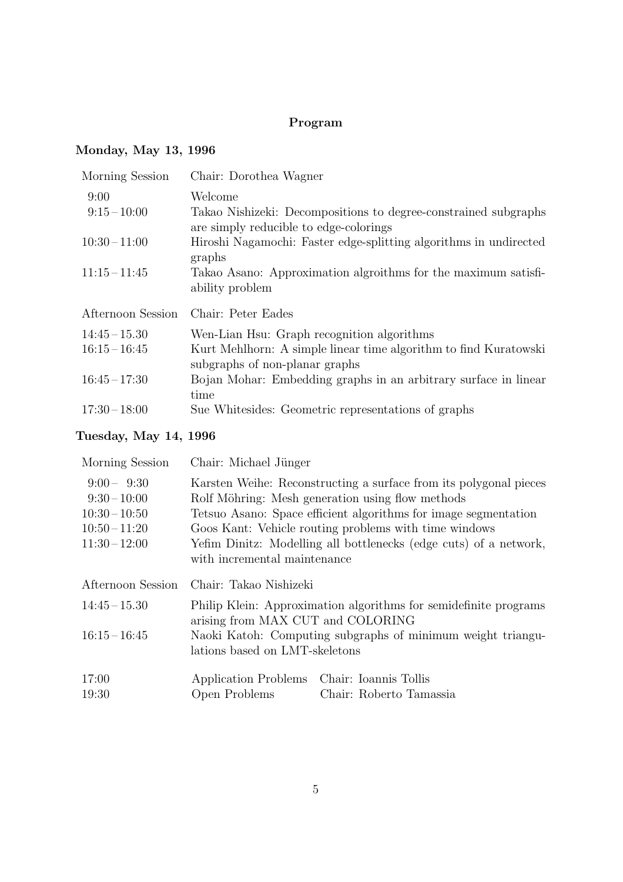# Program

## Monday, May 13, 1996

| | |
|---|---|
| Morning Session | Chair: Dorothea Wagner |
| 9:00 | Welcome |
| 9:15 – 10:00 | Takao Nishizeki: Decompositions to degree-constrained subgraphs are simply reducible to edge-colorings |
| 10:30 – 11:00 | Hiroshi Nagamochi: Faster edge-splitting algorithms in undirected graphs |
| 11:15 – 11:45 | Takao Asano: Approximation alg­roithms for the maximum satisfiability problem |
| Afternoon Session | Chair: Peter Eades |
| 14:45 – 15.30 | Wen-Lian Hsu: Graph recognition algorithms |
| 16:15 – 16:45 | Kurt Mehlhorn: A simple linear time algorithm to find Kuratowski subgraphs of non-planar graphs |
| 16:45 – 17:30 | Bojan Mohar: Embedding graphs in an arbitrary surface in linear time |
| 17:30 – 18:00 | Sue Whitesides: Geometric representations of graphs |

## Tuesday, May 14, 1996

| | | |
|---|---|---|
| Morning Session | Chair: Michael Jünger | |
| 9:00 – 9:30 | Karsten Weihe: Reconstructing a surface from its polygonal pieces | |
| 9:30 – 10:00 | Rolf Möhring: Mesh generation using flow methods | |
| 10:30 – 10:50 | Tetsuo Asano: Space efficient algorithms for image segmentation | |
| 10:50 – 11:20 | Goos Kant: Vehicle routing problems with time windows | |
| 11:30 – 12:00 | Yefim Dinitz: Modelling all bottlenecks (edge cuts) of a network, with incremental maintenance | |
| Afternoon Session | Chair: Takao Nishizeki | |
| 14:45 – 15.30 | Philip Klein: Approximation algorithms for semidefinite programs arising from MAX CUT and COLORING | |
| 16:15 – 16:45 | Naoki Katoh: Computing subgraphs of minimum weight triangulations based on LMT-skeletons | |
| 17:00 | Application Problems | Chair: Ioannis Tollis |
| 19:30 | Open Problems | Chair: Roberto Tamassia |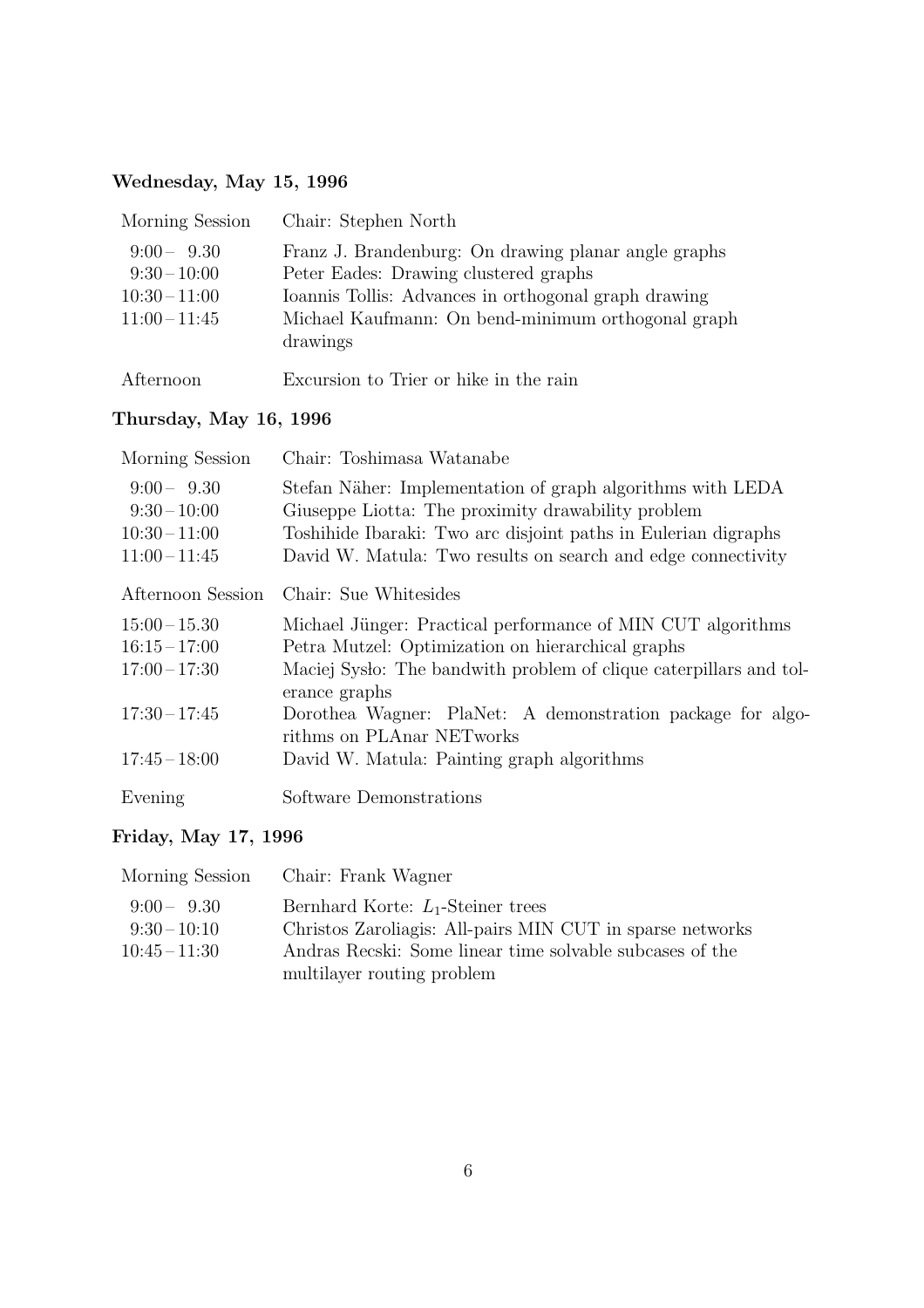**Wednesday, May 15, 1996**

| | |
|---|---|
| Morning Session | Chair: Stephen North |
| 9:00 – 9.30 | Franz J. Brandenburg: On drawing planar angle graphs |
| 9:30 – 10:00 | Peter Eades: Drawing clustered graphs |
| 10:30 – 11:00 | Ioannis Tollis: Advances in orthogonal graph drawing |
| 11:00 – 11:45 | Michael Kaufmann: On bend-minimum orthogonal graph drawings |
| Afternoon | Excursion to Trier or hike in the rain |

**Thursday, May 16, 1996**

| | |
|---|---|
| Morning Session | Chair: Toshimasa Watanabe |
| 9:00 – 9.30 | Stefan Näher: Implementation of graph algorithms with LEDA |
| 9:30 – 10:00 | Giuseppe Liotta: The proximity drawability problem |
| 10:30 – 11:00 | Toshihide Ibaraki: Two arc disjoint paths in Eulerian digraphs |
| 11:00 – 11:45 | David W. Matula: Two results on search and edge connectivity |
| Afternoon Session | Chair: Sue Whitesides |
| 15:00 – 15.30 | Michael Jünger: Practical performance of MIN CUT algorithms |
| 16:15 – 17:00 | Petra Mutzel: Optimization on hierarchical graphs |
| 17:00 – 17:30 | Maciej Sysło: The bandwith problem of clique caterpillars and tolerance graphs |
| 17:30 – 17:45 | Dorothea Wagner: PlaNet: A demonstration package for algorithms on PLAnar NETworks |
| 17:45 – 18:00 | David W. Matula: Painting graph algorithms |
| Evening | Software Demonstrations |

**Friday, May 17, 1996**

| | |
|---|---|
| Morning Session | Chair: Frank Wagner |
| 9:00 – 9.30 | Bernhard Korte: $L_1$-Steiner trees |
| 9:30 – 10:10 | Christos Zaroliagis: All-pairs MIN CUT in sparse networks |
| 10:45 – 11:30 | Andras Recski: Some linear time solvable subcases of the multilayer routing problem |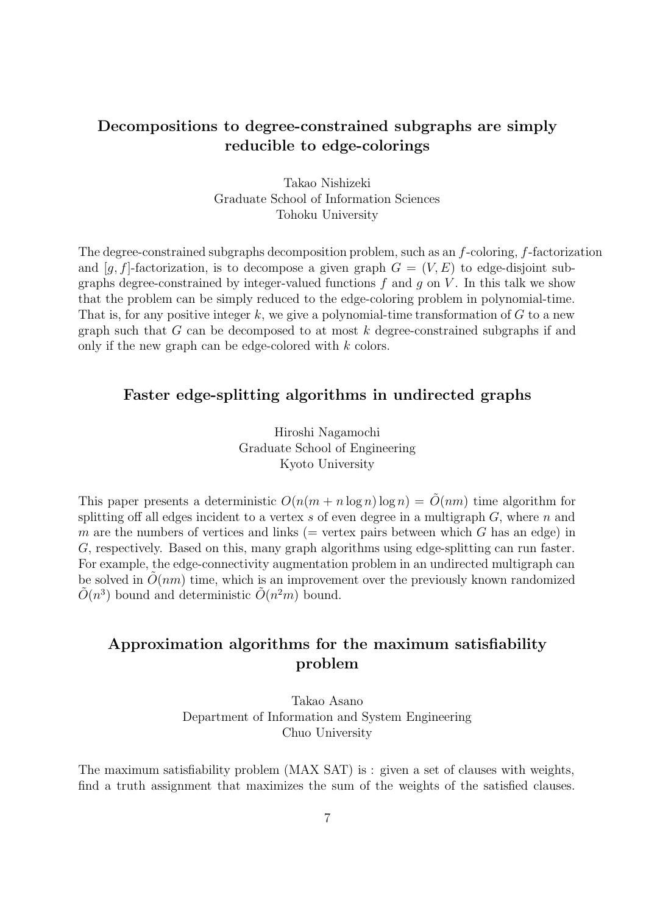## Decompositions to degree-constrained subgraphs are simply reducible to edge-colorings

Takao Nishizeki
Graduate School of Information Sciences
Tohoku University

The degree-constrained subgraphs decomposition problem, such as an $f$-coloring, $f$-factorization and $[g, f]$-factorization, is to decompose a given graph $G = (V, E)$ to edge-disjoint subgraphs degree-constrained by integer-valued functions $f$ and $g$ on $V$. In this talk we show that the problem can be simply reduced to the edge-coloring problem in polynomial-time. That is, for any positive integer $k$, we give a polynomial-time transformation of $G$ to a new graph such that $G$ can be decomposed to at most $k$ degree-constrained subgraphs if and only if the new graph can be edge-colored with $k$ colors.

## Faster edge-splitting algorithms in undirected graphs

Hiroshi Nagamochi
Graduate School of Engineering
Kyoto University

This paper presents a deterministic $O(n(m + n \log n) \log n) = \tilde{O}(nm)$ time algorithm for splitting off all edges incident to a vertex $s$ of even degree in a multigraph $G$, where $n$ and $m$ are the numbers of vertices and links (= vertex pairs between which $G$ has an edge) in $G$, respectively. Based on this, many graph algorithms using edge-splitting can run faster. For example, the edge-connectivity augmentation problem in an undirected multigraph can be solved in $\tilde{O}(nm)$ time, which is an improvement over the previously known randomized $\tilde{O}(n^3)$ bound and deterministic $\tilde{O}(n^2 m)$ bound.

## Approximation algorithms for the maximum satisfiability problem

Takao Asano
Department of Information and System Engineering
Chuo University

The maximum satisfiability problem (MAX SAT) is : given a set of clauses with weights, find a truth assignment that maximizes the sum of the weights of the satisfied clauses.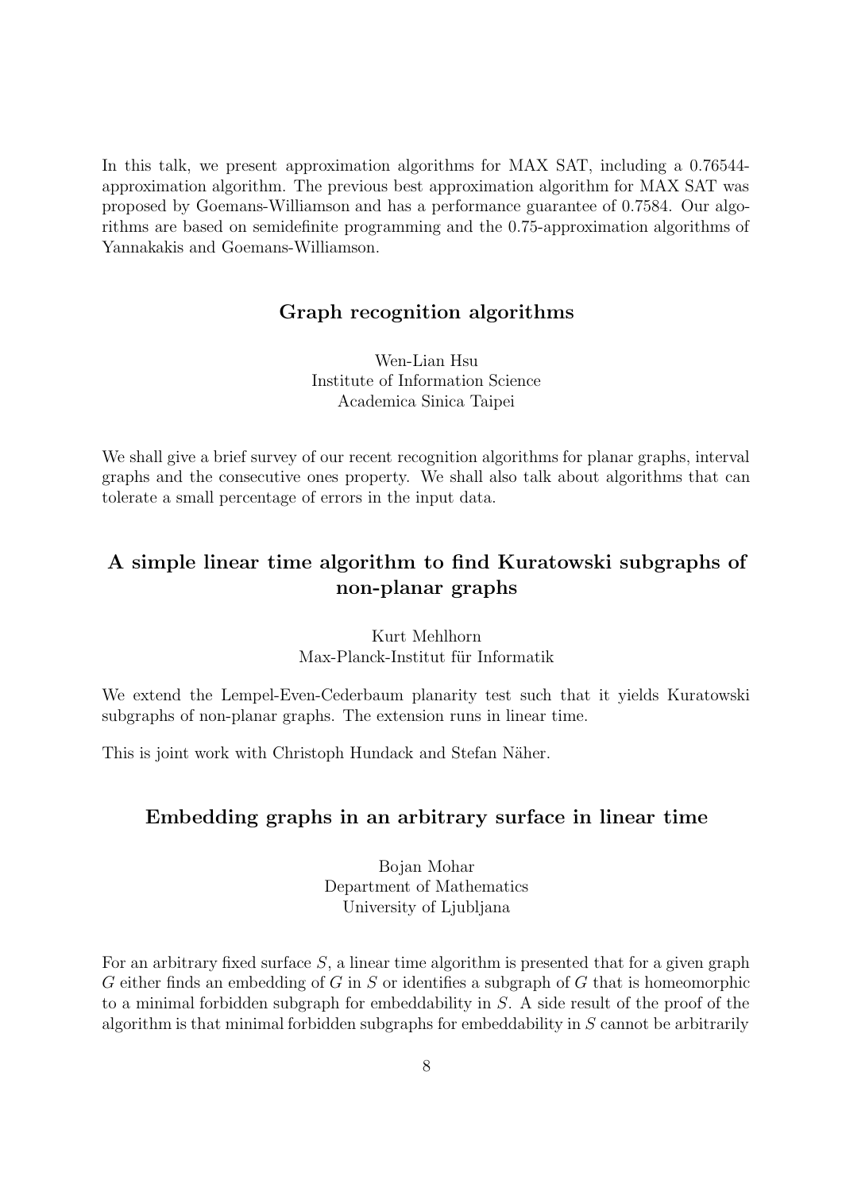In this talk, we present approximation algorithms for MAX SAT, including a 0.76544-approximation algorithm. The previous best approximation algorithm for MAX SAT was proposed by Goemans-Williamson and has a performance guarantee of 0.7584. Our algorithms are based on semidefinite programming and the 0.75-approximation algorithms of Yannakakis and Goemans-Williamson.

## Graph recognition algorithms

Wen-Lian Hsu
Institute of Information Science
Academica Sinica Taipei

We shall give a brief survey of our recent recognition algorithms for planar graphs, interval graphs and the consecutive ones property. We shall also talk about algorithms that can tolerate a small percentage of errors in the input data.

## A simple linear time algorithm to find Kuratowski subgraphs of non-planar graphs

Kurt Mehlhorn
Max-Planck-Institut für Informatik

We extend the Lempel-Even-Cederbaum planarity test such that it yields Kuratowski subgraphs of non-planar graphs. The extension runs in linear time.

This is joint work with Christoph Hundack and Stefan Näher.

## Embedding graphs in an arbitrary surface in linear time

Bojan Mohar
Department of Mathematics
University of Ljubljana

For an arbitrary fixed surface $S$, a linear time algorithm is presented that for a given graph $G$ either finds an embedding of $G$ in $S$ or identifies a subgraph of $G$ that is homeomorphic to a minimal forbidden subgraph for embeddability in $S$. A side result of the proof of the algorithm is that minimal forbidden subgraphs for embeddability in $S$ cannot be arbitrarily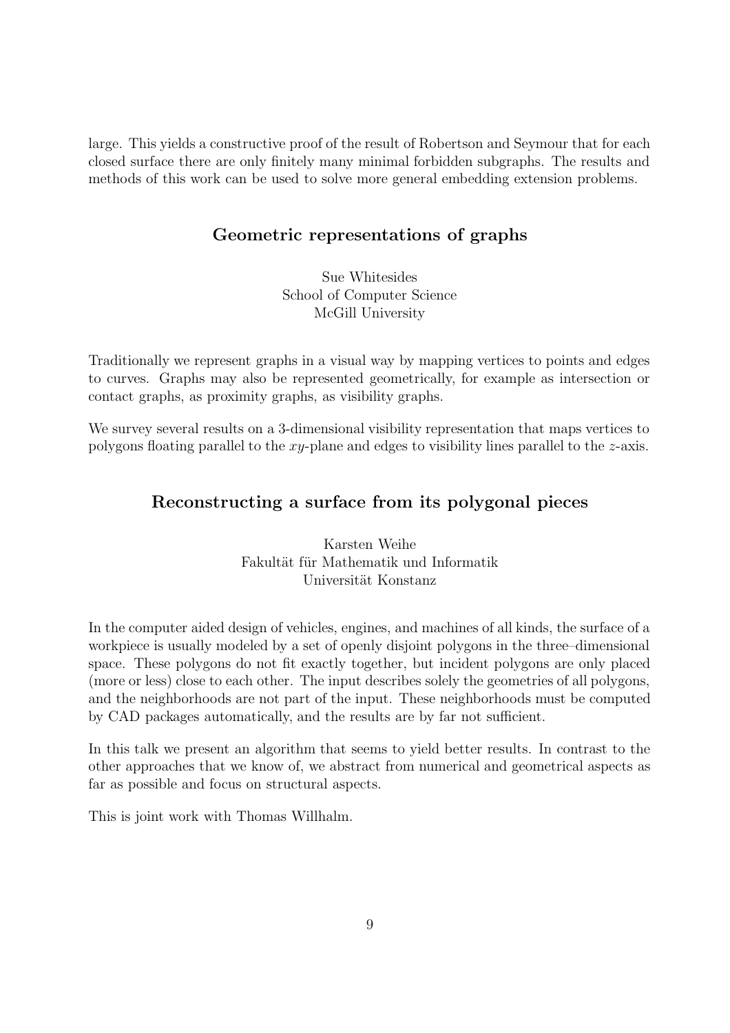large. This yields a constructive proof of the result of Robertson and Seymour that for each closed surface there are only finitely many minimal forbidden subgraphs. The results and methods of this work can be used to solve more general embedding extension problems.

## Geometric representations of graphs

Sue Whitesides
School of Computer Science
McGill University

Traditionally we represent graphs in a visual way by mapping vertices to points and edges to curves. Graphs may also be represented geometrically, for example as intersection or contact graphs, as proximity graphs, as visibility graphs.

We survey several results on a 3-dimensional visibility representation that maps vertices to polygons floating parallel to the $xy$-plane and edges to visibility lines parallel to the $z$-axis.

## Reconstructing a surface from its polygonal pieces

Karsten Weihe
Fakultät für Mathematik und Informatik
Universität Konstanz

In the computer aided design of vehicles, engines, and machines of all kinds, the surface of a workpiece is usually modeled by a set of openly disjoint polygons in the three–dimensional space. These polygons do not fit exactly together, but incident polygons are only placed (more or less) close to each other. The input describes solely the geometries of all polygons, and the neighborhoods are not part of the input. These neighborhoods must be computed by CAD packages automatically, and the results are by far not sufficient.

In this talk we present an algorithm that seems to yield better results. In contrast to the other approaches that we know of, we abstract from numerical and geometrical aspects as far as possible and focus on structural aspects.

This is joint work with Thomas Willhalm.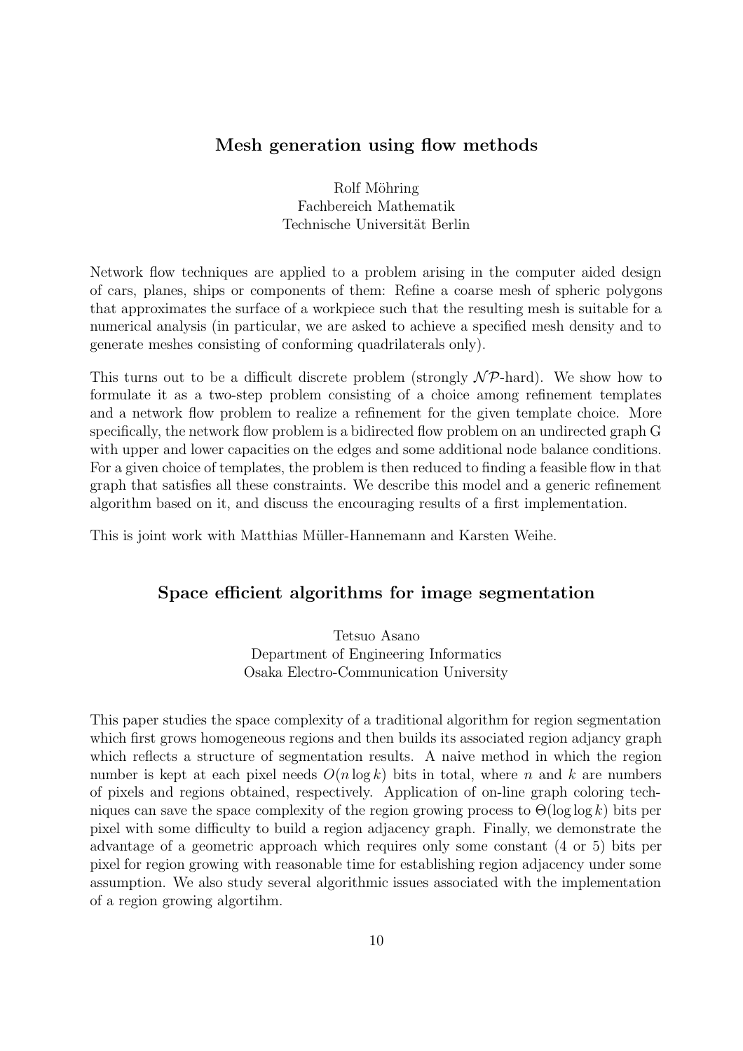## Mesh generation using flow methods

Rolf Möhring
Fachbereich Mathematik
Technische Universität Berlin

Network flow techniques are applied to a problem arising in the computer aided design of cars, planes, ships or components of them: Refine a coarse mesh of spheric polygons that approximates the surface of a workpiece such that the resulting mesh is suitable for a numerical analysis (in particular, we are asked to achieve a specified mesh density and to generate meshes consisting of conforming quadrilaterals only).

This turns out to be a difficult discrete problem (strongly $\mathcal{NP}$-hard). We show how to formulate it as a two-step problem consisting of a choice among refinement templates and a network flow problem to realize a refinement for the given template choice. More specifically, the network flow problem is a bidirected flow problem on an undirected graph G with upper and lower capacities on the edges and some additional node balance conditions. For a given choice of templates, the problem is then reduced to finding a feasible flow in that graph that satisfies all these constraints. We describe this model and a generic refinement algorithm based on it, and discuss the encouraging results of a first implementation.

This is joint work with Matthias Müller-Hannemann and Karsten Weihe.

## Space efficient algorithms for image segmentation

Tetsuo Asano
Department of Engineering Informatics
Osaka Electro-Communication University

This paper studies the space complexity of a traditional algorithm for region segmentation which first grows homogeneous regions and then builds its associated region adjancy graph which reflects a structure of segmentation results. A naive method in which the region number is kept at each pixel needs $O(n \log k)$ bits in total, where $n$ and $k$ are numbers of pixels and regions obtained, respectively. Application of on-line graph coloring techniques can save the space complexity of the region growing process to $\Theta(\log \log k)$ bits per pixel with some difficulty to build a region adjacency graph. Finally, we demonstrate the advantage of a geometric approach which requires only some constant (4 or 5) bits per pixel for region growing with reasonable time for establishing region adjacency under some assumption. We also study several algorithmic issues associated with the implementation of a region growing algortihm.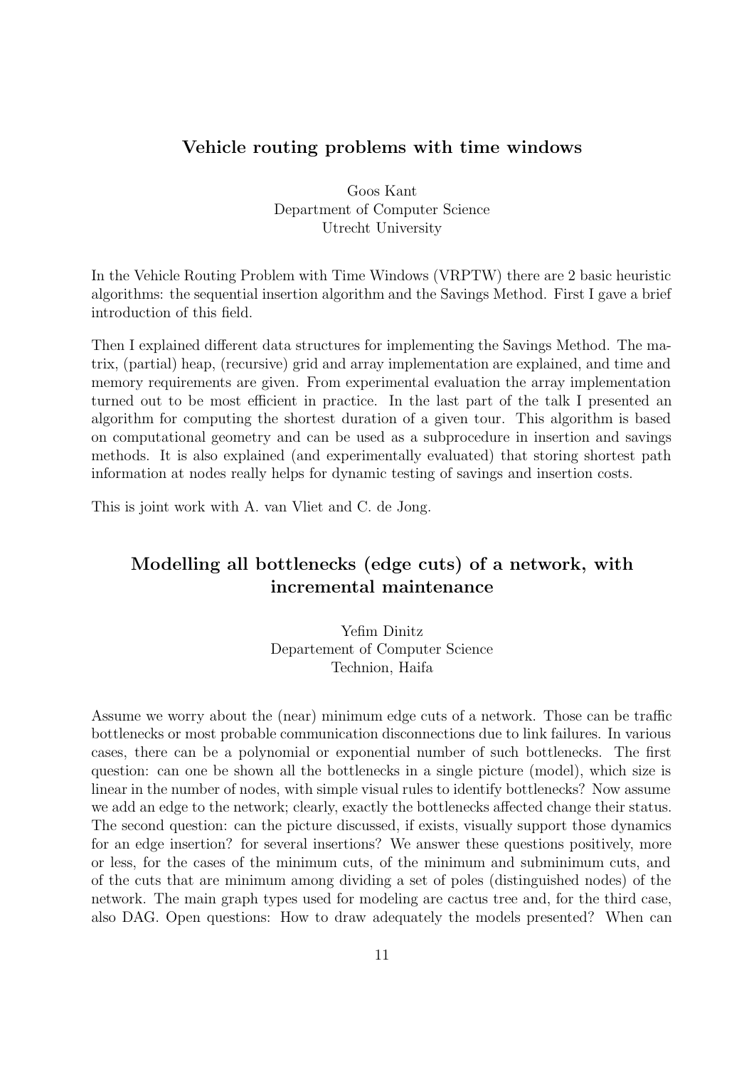## Vehicle routing problems with time windows

Goos Kant
Department of Computer Science
Utrecht University

In the Vehicle Routing Problem with Time Windows (VRPTW) there are 2 basic heuristic algorithms: the sequential insertion algorithm and the Savings Method. First I gave a brief introduction of this field.

Then I explained different data structures for implementing the Savings Method. The matrix, (partial) heap, (recursive) grid and array implementation are explained, and time and memory requirements are given. From experimental evaluation the array implementation turned out to be most efficient in practice. In the last part of the talk I presented an algorithm for computing the shortest duration of a given tour. This algorithm is based on computational geometry and can be used as a subprocedure in insertion and savings methods. It is also explained (and experimentally evaluated) that storing shortest path information at nodes really helps for dynamic testing of savings and insertion costs.

This is joint work with A. van Vliet and C. de Jong.

## Modelling all bottlenecks (edge cuts) of a network, with incremental maintenance

Yefim Dinitz
Departement of Computer Science
Technion, Haifa

Assume we worry about the (near) minimum edge cuts of a network. Those can be traffic bottlenecks or most probable communication disconnections due to link failures. In various cases, there can be a polynomial or exponential number of such bottlenecks. The first question: can one be shown all the bottlenecks in a single picture (model), which size is linear in the number of nodes, with simple visual rules to identify bottlenecks? Now assume we add an edge to the network; clearly, exactly the bottlenecks affected change their status. The second question: can the picture discussed, if exists, visually support those dynamics for an edge insertion? for several insertions? We answer these questions positively, more or less, for the cases of the minimum cuts, of the minimum and subminimum cuts, and of the cuts that are minimum among dividing a set of poles (distinguished nodes) of the network. The main graph types used for modeling are cactus tree and, for the third case, also DAG. Open questions: How to draw adequately the models presented? When can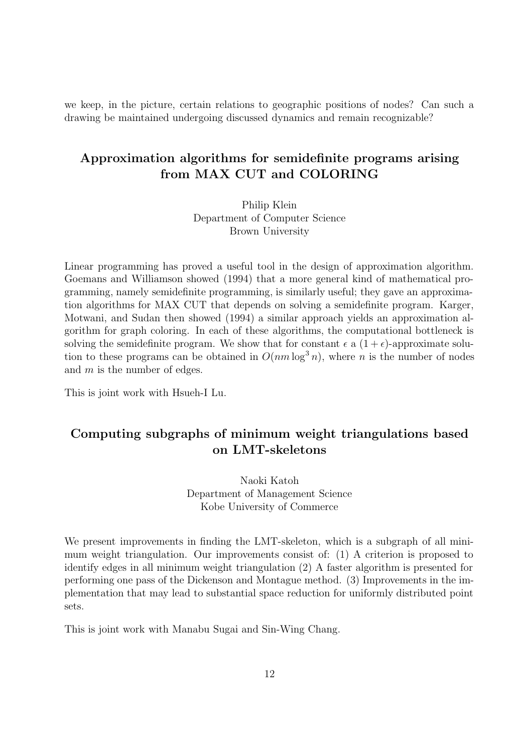we keep, in the picture, certain relations to geographic positions of nodes? Can such a drawing be maintained undergoing discussed dynamics and remain recognizable?

## Approximation algorithms for semidefinite programs arising from MAX CUT and COLORING

Philip Klein
Department of Computer Science
Brown University

Linear programming has proved a useful tool in the design of approximation algorithm. Goemans and Williamson showed (1994) that a more general kind of mathematical programming, namely semidefinite programming, is similarly useful; they gave an approximation algorithms for MAX CUT that depends on solving a semidefinite program. Karger, Motwani, and Sudan then showed (1994) a similar approach yields an approximation algorithm for graph coloring. In each of these algorithms, the computational bottleneck is solving the semidefinite program. We show that for constant $\epsilon$ a $(1+\epsilon)$-approximate solution to these programs can be obtained in $O(nm \log^3 n)$, where $n$ is the number of nodes and $m$ is the number of edges.

This is joint work with Hsueh-I Lu.

## Computing subgraphs of minimum weight triangulations based on LMT-skeletons

Naoki Katoh
Department of Management Science
Kobe University of Commerce

We present improvements in finding the LMT-skeleton, which is a subgraph of all minimum weight triangulation. Our improvements consist of: (1) A criterion is proposed to identify edges in all minimum weight triangulation (2) A faster algorithm is presented for performing one pass of the Dickenson and Montague method. (3) Improvements in the implementation that may lead to substantial space reduction for uniformly distributed point sets.

This is joint work with Manabu Sugai and Sin-Wing Chang.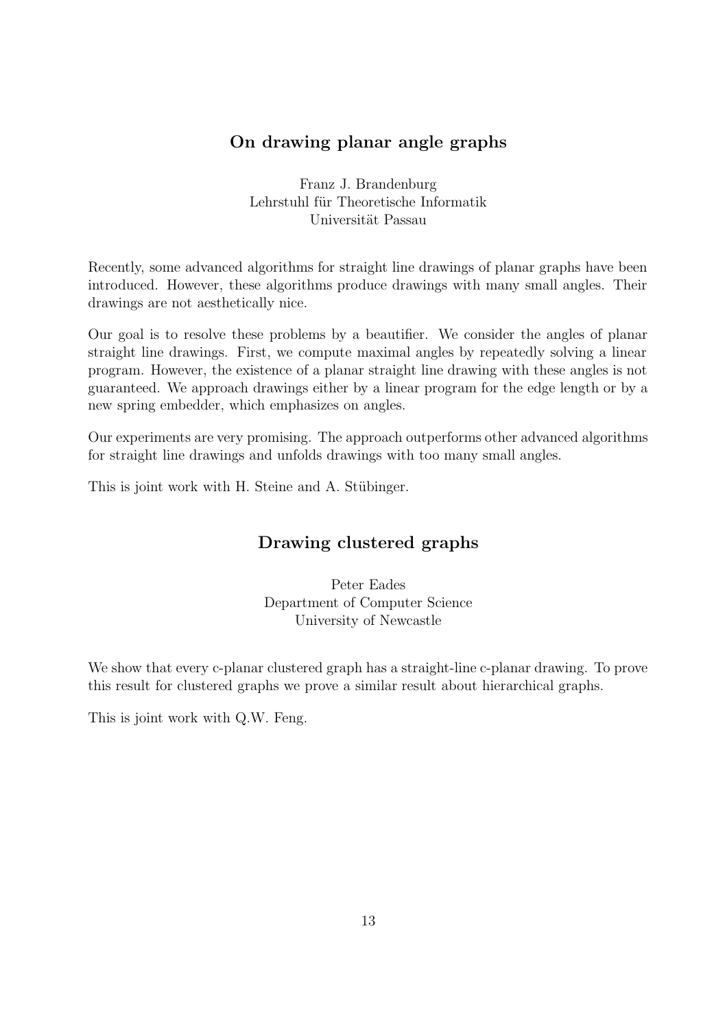## On drawing planar angle graphs

Franz J. Brandenburg
Lehrstuhl für Theoretische Informatik
Universität Passau

Recently, some advanced algorithms for straight line drawings of planar graphs have been introduced. However, these algorithms produce drawings with many small angles. Their drawings are not aesthetically nice.

Our goal is to resolve these problems by a beautifier. We consider the angles of planar straight line drawings. First, we compute maximal angles by repeatedly solving a linear program. However, the existence of a planar straight line drawing with these angles is not guaranteed. We approach drawings either by a linear program for the edge length or by a new spring embedder, which emphasizes on angles.

Our experiments are very promising. The approach outperforms other advanced algorithms for straight line drawings and unfolds drawings with too many small angles.

This is joint work with H. Steine and A. Stübinger.

## Drawing clustered graphs

Peter Eades
Department of Computer Science
University of Newcastle

We show that every c-planar clustered graph has a straight-line c-planar drawing. To prove this result for clustered graphs we prove a similar result about hierarchical graphs.

This is joint work with Q.W. Feng.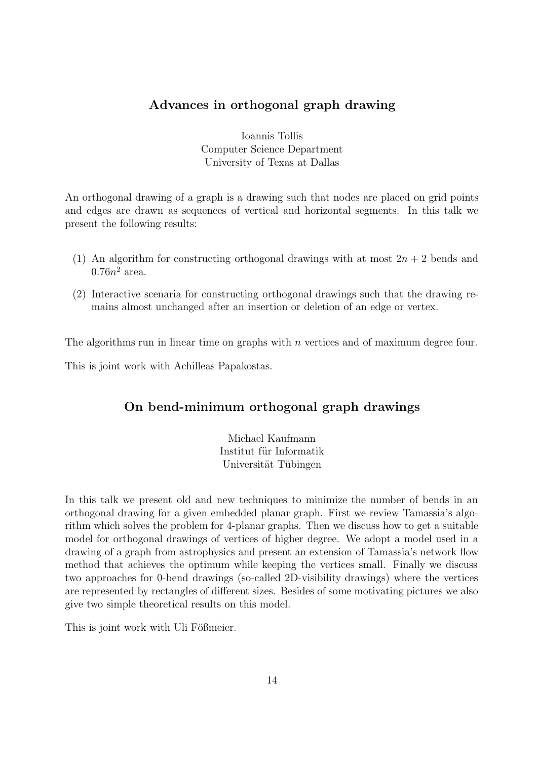## Advances in orthogonal graph drawing

Ioannis Tollis
Computer Science Department
University of Texas at Dallas

An orthogonal drawing of a graph is a drawing such that nodes are placed on grid points and edges are drawn as sequences of vertical and horizontal segments. In this talk we present the following results:

(1) An algorithm for constructing orthogonal drawings with at most $2n + 2$ bends and $0.76n^2$ area.

(2) Interactive scenaria for constructing orthogonal drawings such that the drawing remains almost unchanged after an insertion or deletion of an edge or vertex.

The algorithms run in linear time on graphs with $n$ vertices and of maximum degree four.

This is joint work with Achilleas Papakostas.

## On bend-minimum orthogonal graph drawings

Michael Kaufmann
Institut für Informatik
Universität Tübingen

In this talk we present old and new techniques to minimize the number of bends in an orthogonal drawing for a given embedded planar graph. First we review Tamassia's algorithm which solves the problem for 4-planar graphs. Then we discuss how to get a suitable model for orthogonal drawings of vertices of higher degree. We adopt a model used in a drawing of a graph from astrophysics and present an extension of Tamassia's network flow method that achieves the optimum while keeping the vertices small. Finally we discuss two approaches for 0-bend drawings (so-called 2D-visibility drawings) where the vertices are represented by rectangles of different sizes. Besides of some motivating pictures we also give two simple theoretical results on this model.

This is joint work with Uli Fößmeier.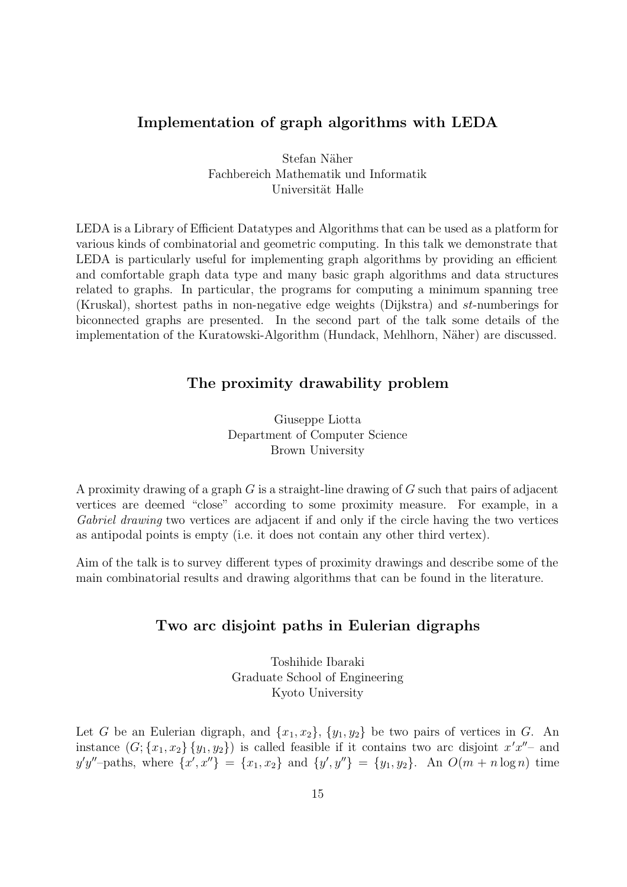## Implementation of graph algorithms with LEDA

Stefan Näher
Fachbereich Mathematik und Informatik
Universität Halle

LEDA is a Library of Efficient Datatypes and Algorithms that can be used as a platform for various kinds of combinatorial and geometric computing. In this talk we demonstrate that LEDA is particularly useful for implementing graph algorithms by providing an efficient and comfortable graph data type and many basic graph algorithms and data structures related to graphs. In particular, the programs for computing a minimum spanning tree (Kruskal), shortest paths in non-negative edge weights (Dijkstra) and *st*-numberings for biconnected graphs are presented. In the second part of the talk some details of the implementation of the Kuratowski-Algorithm (Hundack, Mehlhorn, Näher) are discussed.

## The proximity drawability problem

Giuseppe Liotta
Department of Computer Science
Brown University

A proximity drawing of a graph $G$ is a straight-line drawing of $G$ such that pairs of adjacent vertices are deemed "close" according to some proximity measure. For example, in a *Gabriel drawing* two vertices are adjacent if and only if the circle having the two vertices as antipodal points is empty (i.e. it does not contain any other third vertex).

Aim of the talk is to survey different types of proximity drawings and describe some of the main combinatorial results and drawing algorithms that can be found in the literature.

## Two arc disjoint paths in Eulerian digraphs

Toshihide Ibaraki
Graduate School of Engineering
Kyoto University

Let $G$ be an Eulerian digraph, and $\{x_1, x_2\}$, $\{y_1, y_2\}$ be two pairs of vertices in $G$. An instance $(G; \{x_1, x_2\} \{y_1, y_2\})$ is called feasible if it contains two arc disjoint $x'x''$– and $y'y''$–paths, where $\{x', x''\} = \{x_1, x_2\}$ and $\{y', y''\} = \{y_1, y_2\}$. An $O(m + n \log n)$ time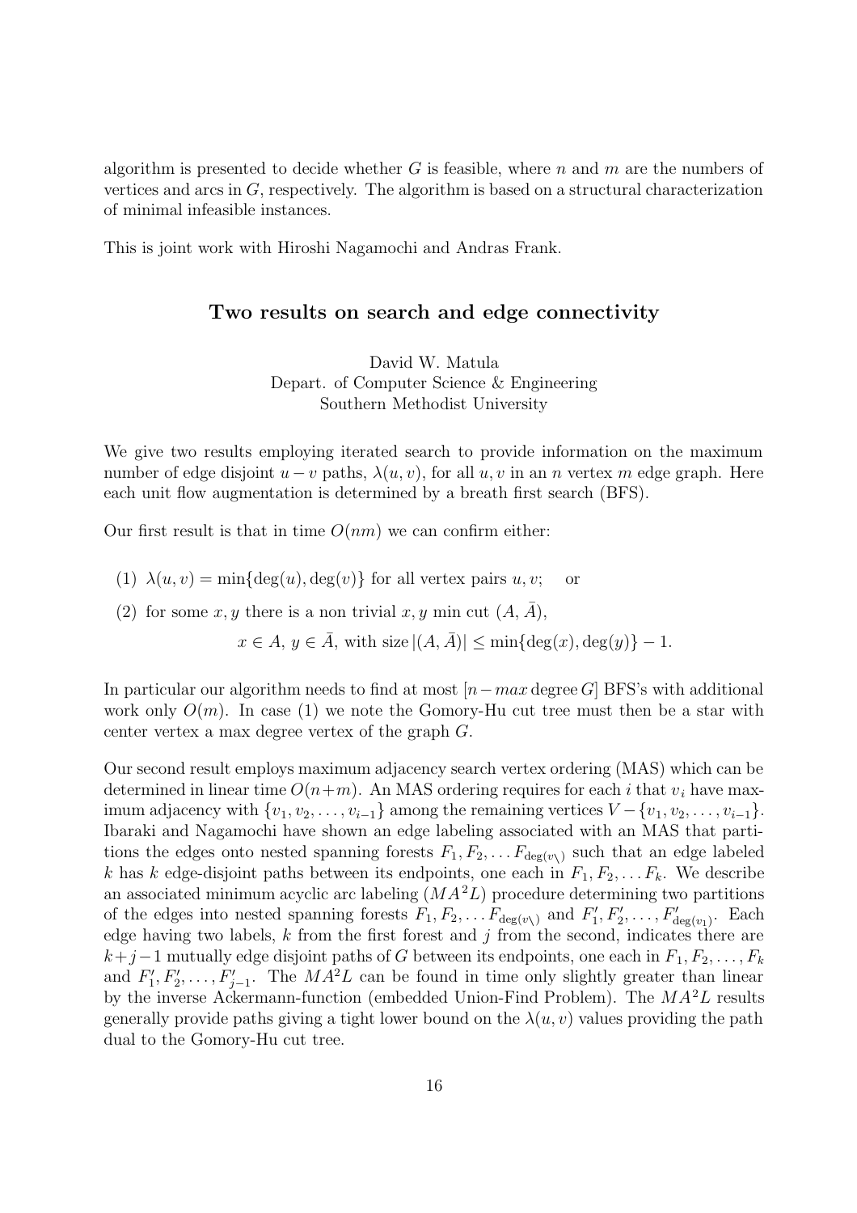algorithm is presented to decide whether $G$ is feasible, where $n$ and $m$ are the numbers of vertices and arcs in $G$, respectively. The algorithm is based on a structural characterization of minimal infeasible instances.

This is joint work with Hiroshi Nagamochi and Andras Frank.

## Two results on search and edge connectivity

David W. Matula
Depart. of Computer Science & Engineering
Southern Methodist University

We give two results employing iterated search to provide information on the maximum number of edge disjoint $u-v$ paths, $\lambda(u,v)$, for all $u,v$ in an $n$ vertex $m$ edge graph. Here each unit flow augmentation is determined by a breath first search (BFS).

Our first result is that in time $O(nm)$ we can confirm either:

(1) $\lambda(u,v) = \min\{\deg(u), \deg(v)\}$ for all vertex pairs $u, v$; or

(2) for some $x, y$ there is a non trivial $x, y$ min cut $(A, \bar{A})$,

$$x \in A,\ y \in \bar{A}, \text{ with size } |(A, \bar{A})| \leq \min\{\deg(x), \deg(y)\} - 1.$$

In particular our algorithm needs to find at most $[n - max\,\text{degree}\,G]$ BFS's with additional work only $O(m)$. In case (1) we note the Gomory-Hu cut tree must then be a star with center vertex a max degree vertex of the graph $G$.

Our second result employs maximum adjacency search vertex ordering (MAS) which can be determined in linear time $O(n+m)$. An MAS ordering requires for each $i$ that $v_i$ have maximum adjacency with $\{v_1, v_2, \ldots, v_{i-1}\}$ among the remaining vertices $V - \{v_1, v_2, \ldots, v_{i-1}\}$. Ibaraki and Nagamochi have shown an edge labeling associated with an MAS that partitions the edges onto nested spanning forests $F_1, F_2, \ldots F_{\deg(v_\setminus)}$ such that an edge labeled $k$ has $k$ edge-disjoint paths between its endpoints, one each in $F_1, F_2, \ldots F_k$. We describe an associated minimum acyclic arc labeling $(MA^2L)$ procedure determining two partitions of the edges into nested spanning forests $F_1, F_2, \ldots F_{\deg(v_\setminus)}$ and $F'_1, F'_2, \ldots, F'_{\deg(v_1)}$. Each edge having two labels, $k$ from the first forest and $j$ from the second, indicates there are $k+j-1$ mutually edge disjoint paths of $G$ between its endpoints, one each in $F_1, F_2, \ldots, F_k$ and $F'_1, F'_2, \ldots, F'_{j-1}$. The $MA^2L$ can be found in time only slightly greater than linear by the inverse Ackermann-function (embedded Union-Find Problem). The $MA^2L$ results generally provide paths giving a tight lower bound on the $\lambda(u,v)$ values providing the path dual to the Gomory-Hu cut tree.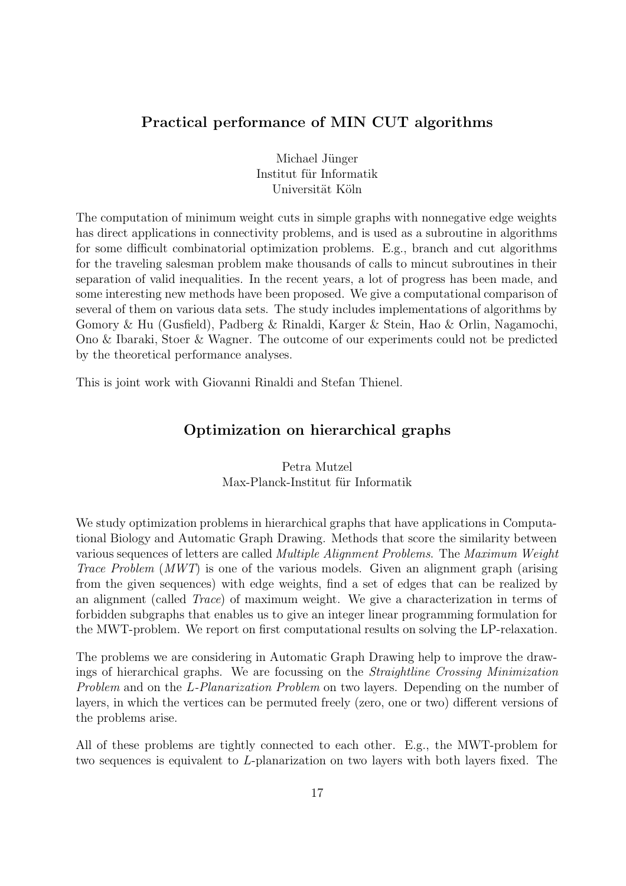## Practical performance of MIN CUT algorithms

Michael Jünger
Institut für Informatik
Universität Köln

The computation of minimum weight cuts in simple graphs with nonnegative edge weights has direct applications in connectivity problems, and is used as a subroutine in algorithms for some difficult combinatorial optimization problems. E.g., branch and cut algorithms for the traveling salesman problem make thousands of calls to mincut subroutines in their separation of valid inequalities. In the recent years, a lot of progress has been made, and some interesting new methods have been proposed. We give a computational comparison of several of them on various data sets. The study includes implementations of algorithms by Gomory & Hu (Gusfield), Padberg & Rinaldi, Karger & Stein, Hao & Orlin, Nagamochi, Ono & Ibaraki, Stoer & Wagner. The outcome of our experiments could not be predicted by the theoretical performance analyses.

This is joint work with Giovanni Rinaldi and Stefan Thienel.

## Optimization on hierarchical graphs

Petra Mutzel
Max-Planck-Institut für Informatik

We study optimization problems in hierarchical graphs that have applications in Computational Biology and Automatic Graph Drawing. Methods that score the similarity between various sequences of letters are called *Multiple Alignment Problems*. The *Maximum Weight Trace Problem* (*MWT*) is one of the various models. Given an alignment graph (arising from the given sequences) with edge weights, find a set of edges that can be realized by an alignment (called *Trace*) of maximum weight. We give a characterization in terms of forbidden subgraphs that enables us to give an integer linear programming formulation for the MWT-problem. We report on first computational results on solving the LP-relaxation.

The problems we are considering in Automatic Graph Drawing help to improve the drawings of hierarchical graphs. We are focussing on the *Straightline Crossing Minimization Problem* and on the *L-Planarization Problem* on two layers. Depending on the number of layers, in which the vertices can be permuted freely (zero, one or two) different versions of the problems arise.

All of these problems are tightly connected to each other. E.g., the MWT-problem for two sequences is equivalent to $L$-planarization on two layers with both layers fixed. The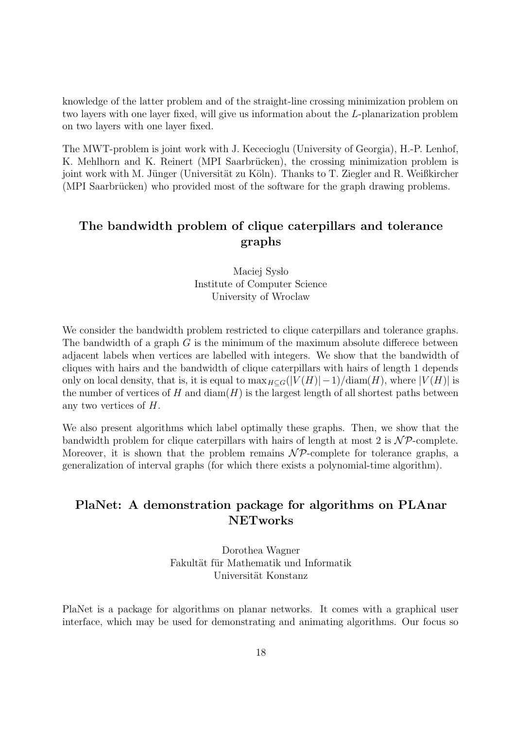knowledge of the latter problem and of the straight-line crossing minimization problem on two layers with one layer fixed, will give us information about the $L$-planarization problem on two layers with one layer fixed.

The MWT-problem is joint work with J. Kececioglu (University of Georgia), H.-P. Lenhof, K. Mehlhorn and K. Reinert (MPI Saarbrücken), the crossing minimization problem is joint work with M. Jünger (Universität zu Köln). Thanks to T. Ziegler and R. Weißkircher (MPI Saarbrücken) who provided most of the software for the graph drawing problems.

## The bandwidth problem of clique caterpillars and tolerance graphs

Maciej Sysło
Institute of Computer Science
University of Wroclaw

We consider the bandwidth problem restricted to clique caterpillars and tolerance graphs. The bandwidth of a graph $G$ is the minimum of the maximum absolute differece between adjacent labels when vertices are labelled with integers. We show that the bandwidth of cliques with hairs and the bandwidth of clique caterpillars with hairs of length 1 depends only on local density, that is, it is equal to $\max_{H \subseteq G}(|V(H)|-1)/\text{diam}(H)$, where $|V(H)|$ is the number of vertices of $H$ and $\text{diam}(H)$ is the largest length of all shortest paths between any two vertices of $H$.

We also present algorithms which label optimally these graphs. Then, we show that the bandwidth problem for clique caterpillars with hairs of length at most 2 is $\mathcal{NP}$-complete. Moreover, it is shown that the problem remains $\mathcal{NP}$-complete for tolerance graphs, a generalization of interval graphs (for which there exists a polynomial-time algorithm).

## PlaNet: A demonstration package for algorithms on PLAnar NETworks

Dorothea Wagner
Fakultät für Mathematik und Informatik
Universität Konstanz

PlaNet is a package for algorithms on planar networks. It comes with a graphical user interface, which may be used for demonstrating and animating algorithms. Our focus so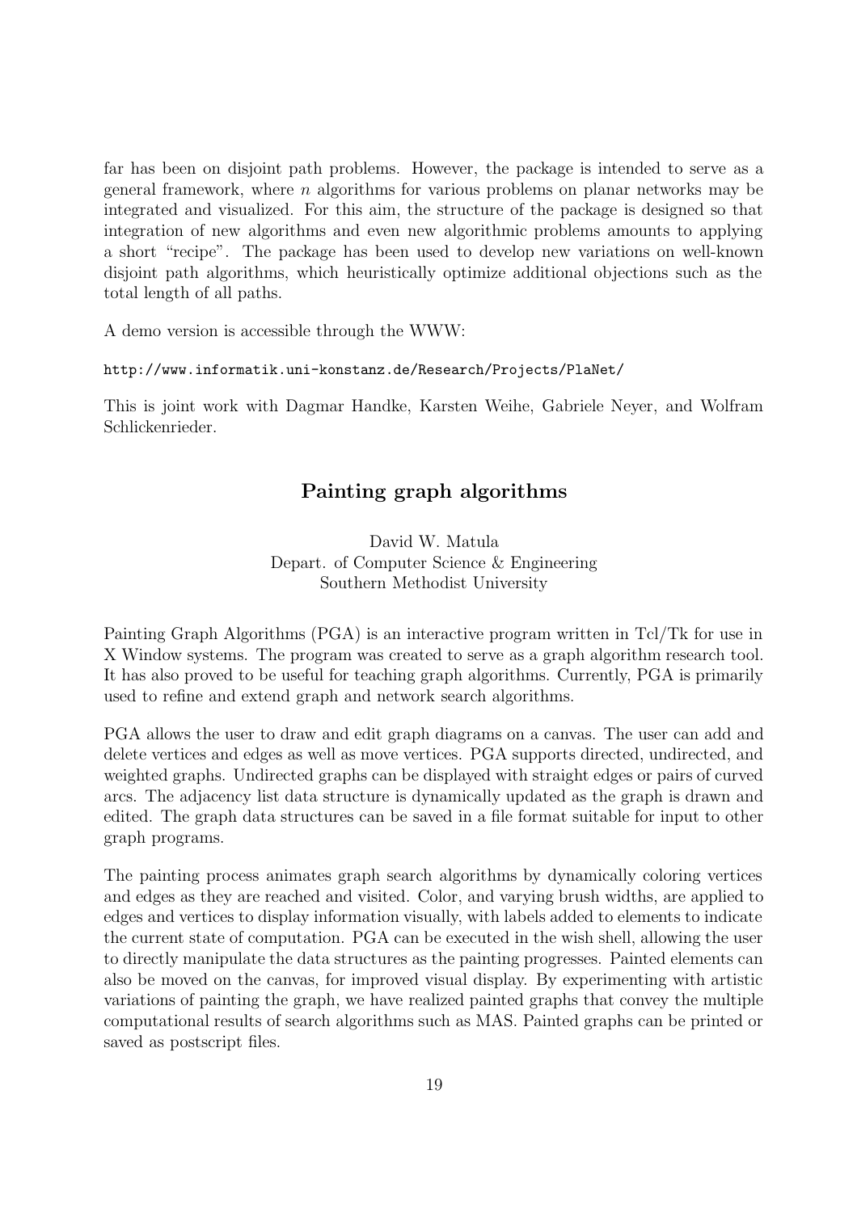far has been on disjoint path problems. However, the package is intended to serve as a general framework, where $n$ algorithms for various problems on planar networks may be integrated and visualized. For this aim, the structure of the package is designed so that integration of new algorithms and even new algorithmic problems amounts to applying a short "recipe". The package has been used to develop new variations on well-known disjoint path algorithms, which heuristically optimize additional objections such as the total length of all paths.

A demo version is accessible through the WWW:

`http://www.informatik.uni-konstanz.de/Research/Projects/PlaNet/`

This is joint work with Dagmar Handke, Karsten Weihe, Gabriele Neyer, and Wolfram Schlickenrieder.

## Painting graph algorithms

David W. Matula
Depart. of Computer Science & Engineering
Southern Methodist University

Painting Graph Algorithms (PGA) is an interactive program written in Tcl/Tk for use in X Window systems. The program was created to serve as a graph algorithm research tool. It has also proved to be useful for teaching graph algorithms. Currently, PGA is primarily used to refine and extend graph and network search algorithms.

PGA allows the user to draw and edit graph diagrams on a canvas. The user can add and delete vertices and edges as well as move vertices. PGA supports directed, undirected, and weighted graphs. Undirected graphs can be displayed with straight edges or pairs of curved arcs. The adjacency list data structure is dynamically updated as the graph is drawn and edited. The graph data structures can be saved in a file format suitable for input to other graph programs.

The painting process animates graph search algorithms by dynamically coloring vertices and edges as they are reached and visited. Color, and varying brush widths, are applied to edges and vertices to display information visually, with labels added to elements to indicate the current state of computation. PGA can be executed in the wish shell, allowing the user to directly manipulate the data structures as the painting progresses. Painted elements can also be moved on the canvas, for improved visual display. By experimenting with artistic variations of painting the graph, we have realized painted graphs that convey the multiple computational results of search algorithms such as MAS. Painted graphs can be printed or saved as postscript files.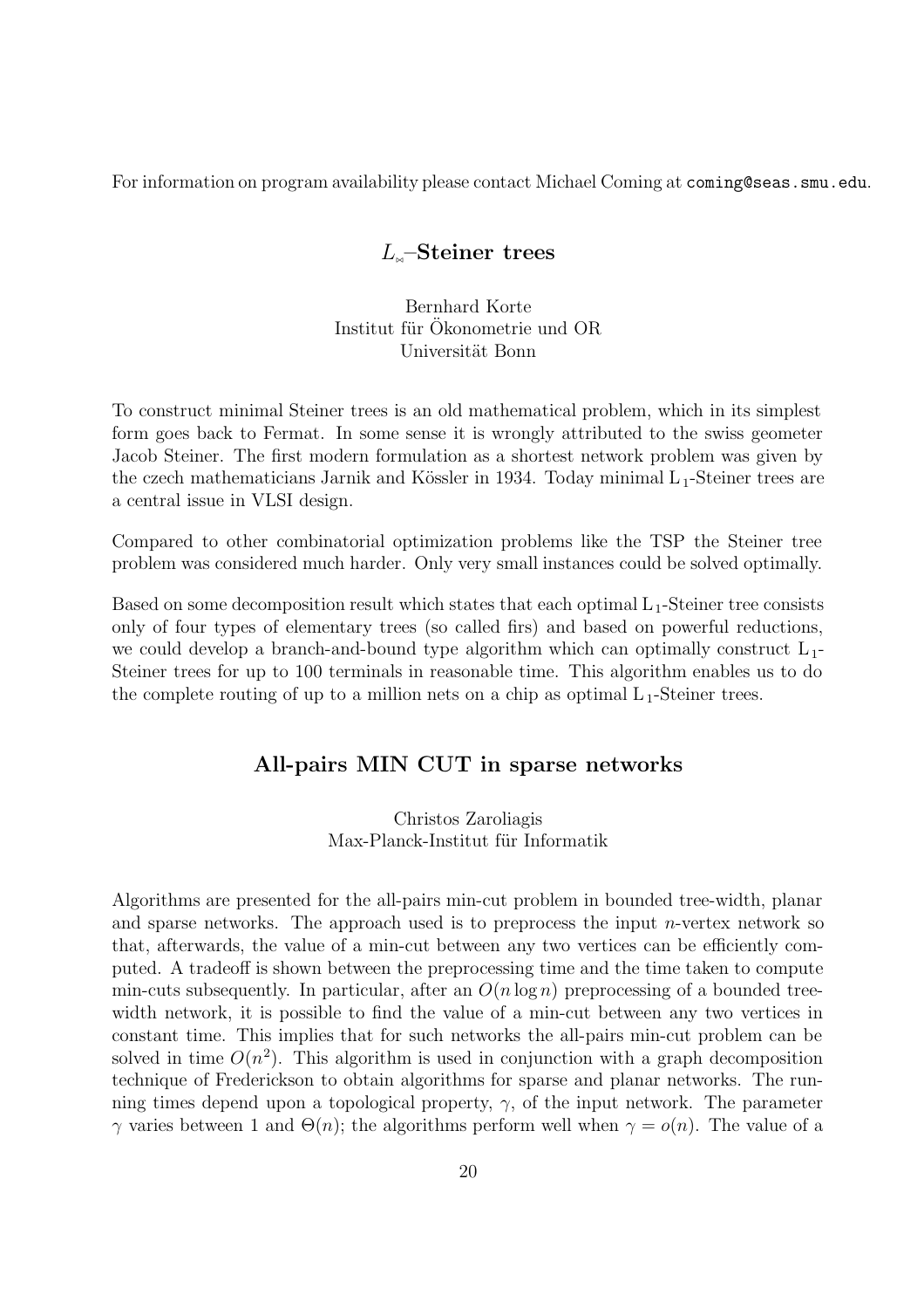For information on program availability please contact Michael Coming at coming@seas.smu.edu.

## $L_1$–Steiner trees

Bernhard Korte
Institut für Ökonometrie und OR
Universität Bonn

To construct minimal Steiner trees is an old mathematical problem, which in its simplest form goes back to Fermat. In some sense it is wrongly attributed to the swiss geometer Jacob Steiner. The first modern formulation as a shortest network problem was given by the czech mathematicians Jarnik and Kössler in 1934. Today minimal $L_1$-Steiner trees are a central issue in VLSI design.

Compared to other combinatorial optimization problems like the TSP the Steiner tree problem was considered much harder. Only very small instances could be solved optimally.

Based on some decomposition result which states that each optimal $L_1$-Steiner tree consists only of four types of elementary trees (so called firs) and based on powerful reductions, we could develop a branch-and-bound type algorithm which can optimally construct $L_1$-Steiner trees for up to 100 terminals in reasonable time. This algorithm enables us to do the complete routing of up to a million nets on a chip as optimal $L_1$-Steiner trees.

## All-pairs MIN CUT in sparse networks

Christos Zaroliagis
Max-Planck-Institut für Informatik

Algorithms are presented for the all-pairs min-cut problem in bounded tree-width, planar and sparse networks. The approach used is to preprocess the input $n$-vertex network so that, afterwards, the value of a min-cut between any two vertices can be efficiently computed. A tradeoff is shown between the preprocessing time and the time taken to compute min-cuts subsequently. In particular, after an $O(n \log n)$ preprocessing of a bounded tree-width network, it is possible to find the value of a min-cut between any two vertices in constant time. This implies that for such networks the all-pairs min-cut problem can be solved in time $O(n^2)$. This algorithm is used in conjunction with a graph decomposition technique of Frederickson to obtain algorithms for sparse and planar networks. The running times depend upon a topological property, $\gamma$, of the input network. The parameter $\gamma$ varies between 1 and $\Theta(n)$; the algorithms perform well when $\gamma = o(n)$. The value of a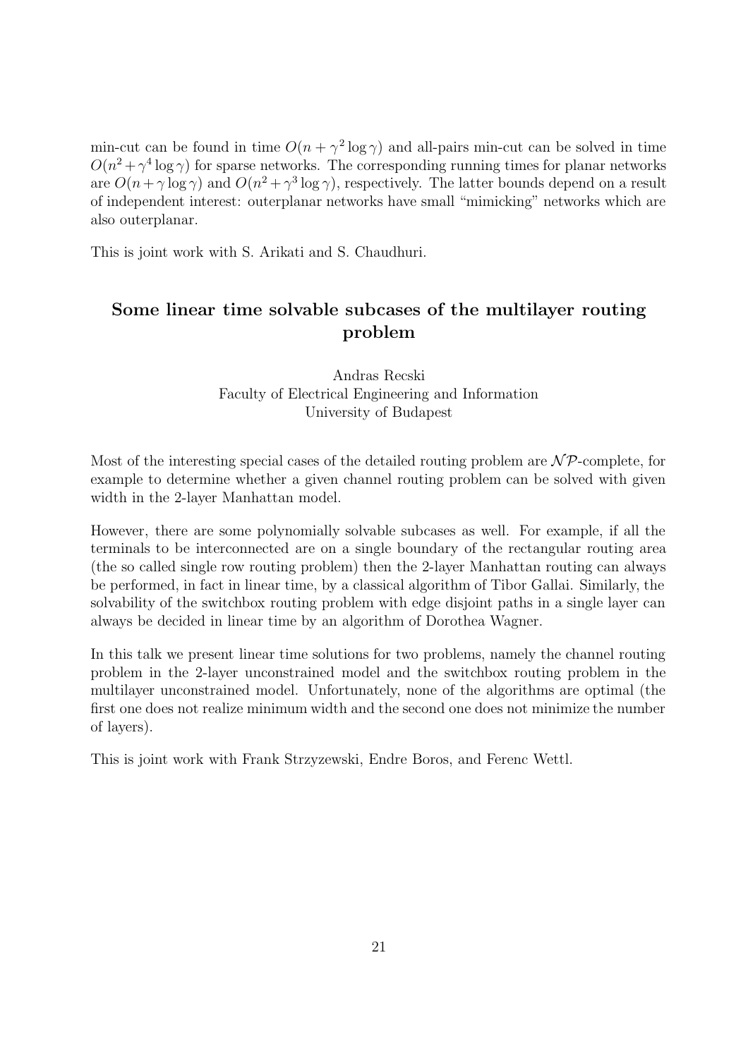min-cut can be found in time $O(n + \gamma^2 \log \gamma)$ and all-pairs min-cut can be solved in time $O(n^2 + \gamma^4 \log \gamma)$ for sparse networks. The corresponding running times for planar networks are $O(n + \gamma \log \gamma)$ and $O(n^2 + \gamma^3 \log \gamma)$, respectively. The latter bounds depend on a result of independent interest: outerplanar networks have small "mimicking" networks which are also outerplanar.

This is joint work with S. Arikati and S. Chaudhuri.

## Some linear time solvable subcases of the multilayer routing problem

Andras Recski
Faculty of Electrical Engineering and Information
University of Budapest

Most of the interesting special cases of the detailed routing problem are $\mathcal{NP}$-complete, for example to determine whether a given channel routing problem can be solved with given width in the 2-layer Manhattan model.

However, there are some polynomially solvable subcases as well. For example, if all the terminals to be interconnected are on a single boundary of the rectangular routing area (the so called single row routing problem) then the 2-layer Manhattan routing can always be performed, in fact in linear time, by a classical algorithm of Tibor Gallai. Similarly, the solvability of the switchbox routing problem with edge disjoint paths in a single layer can always be decided in linear time by an algorithm of Dorothea Wagner.

In this talk we present linear time solutions for two problems, namely the channel routing problem in the 2-layer unconstrained model and the switchbox routing problem in the multilayer unconstrained model. Unfortunately, none of the algorithms are optimal (the first one does not realize minimum width and the second one does not minimize the number of layers).

This is joint work with Frank Strzyzewski, Endre Boros, and Ferenc Wettl.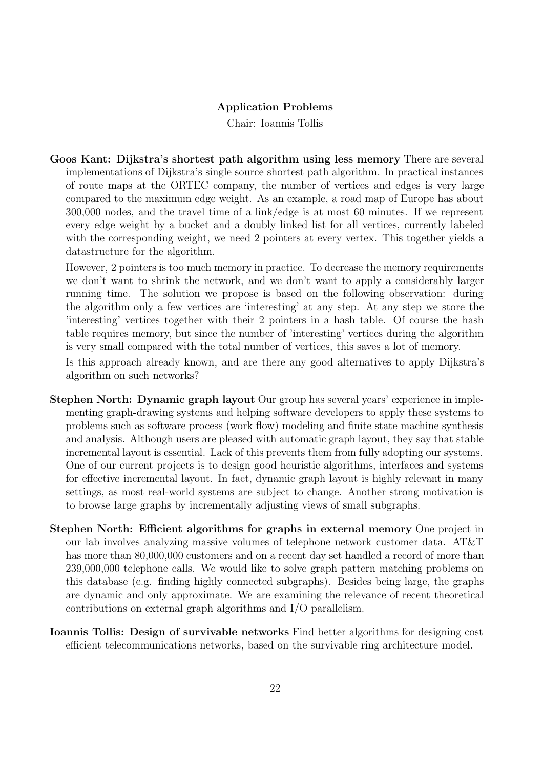## Application Problems

Chair: Ioannis Tollis

**Goos Kant: Dijkstra's shortest path algorithm using less memory** There are several implementations of Dijkstra's single source shortest path algorithm. In practical instances of route maps at the ORTEC company, the number of vertices and edges is very large compared to the maximum edge weight. As an example, a road map of Europe has about 300,000 nodes, and the travel time of a link/edge is at most 60 minutes. If we represent every edge weight by a bucket and a doubly linked list for all vertices, currently labeled with the corresponding weight, we need 2 pointers at every vertex. This together yields a datastructure for the algorithm.

However, 2 pointers is too much memory in practice. To decrease the memory requirements we don't want to shrink the network, and we don't want to apply a considerably larger running time. The solution we propose is based on the following observation: during the algorithm only a few vertices are 'interesting' at any step. At any step we store the 'interesting' vertices together with their 2 pointers in a hash table. Of course the hash table requires memory, but since the number of 'interesting' vertices during the algorithm is very small compared with the total number of vertices, this saves a lot of memory.

Is this approach already known, and are there any good alternatives to apply Dijkstra's algorithm on such networks?

**Stephen North: Dynamic graph layout** Our group has several years' experience in implementing graph-drawing systems and helping software developers to apply these systems to problems such as software process (work flow) modeling and finite state machine synthesis and analysis. Although users are pleased with automatic graph layout, they say that stable incremental layout is essential. Lack of this prevents them from fully adopting our systems. One of our current projects is to design good heuristic algorithms, interfaces and systems for effective incremental layout. In fact, dynamic graph layout is highly relevant in many settings, as most real-world systems are subject to change. Another strong motivation is to browse large graphs by incrementally adjusting views of small subgraphs.

**Stephen North: Efficient algorithms for graphs in external memory** One project in our lab involves analyzing massive volumes of telephone network customer data. AT&T has more than 80,000,000 customers and on a recent day set handled a record of more than 239,000,000 telephone calls. We would like to solve graph pattern matching problems on this database (e.g. finding highly connected subgraphs). Besides being large, the graphs are dynamic and only approximate. We are examining the relevance of recent theoretical contributions on external graph algorithms and I/O parallelism.

**Ioannis Tollis: Design of survivable networks** Find better algorithms for designing cost efficient telecommunications networks, based on the survivable ring architecture model.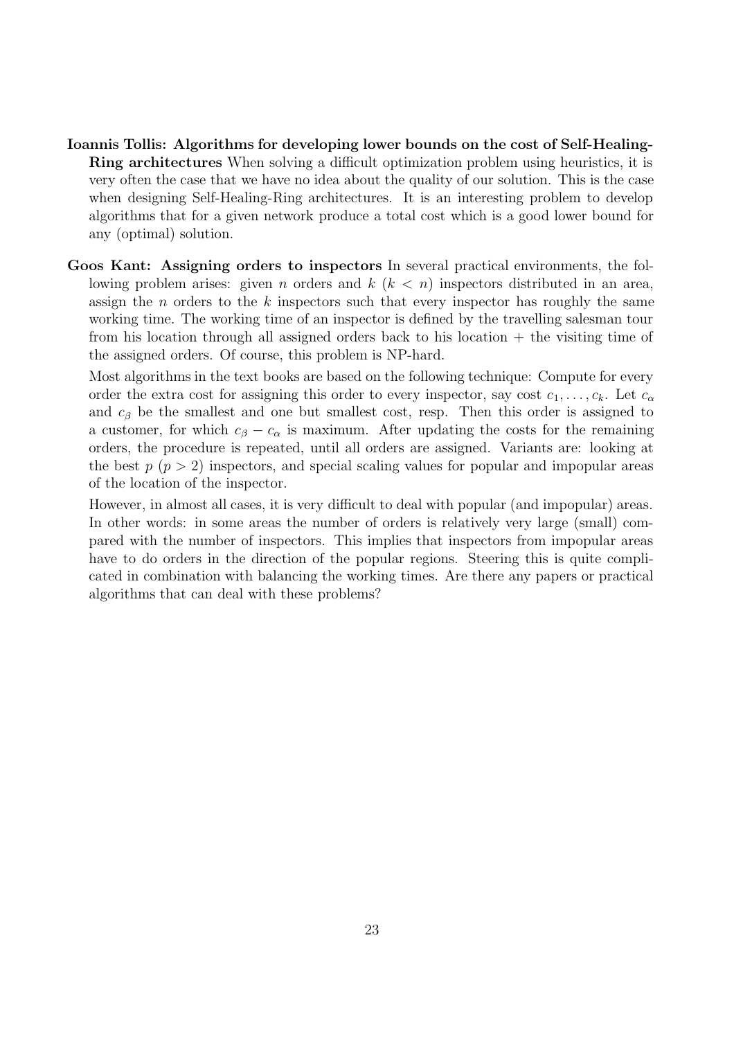**Ioannis Tollis: Algorithms for developing lower bounds on the cost of Self-Healing-Ring architectures** When solving a difficult optimization problem using heuristics, it is very often the case that we have no idea about the quality of our solution. This is the case when designing Self-Healing-Ring architectures. It is an interesting problem to develop algorithms that for a given network produce a total cost which is a good lower bound for any (optimal) solution.

**Goos Kant: Assigning orders to inspectors** In several practical environments, the following problem arises: given $n$ orders and $k$ ($k < n$) inspectors distributed in an area, assign the $n$ orders to the $k$ inspectors such that every inspector has roughly the same working time. The working time of an inspector is defined by the travelling salesman tour from his location through all assigned orders back to his location + the visiting time of the assigned orders. Of course, this problem is NP-hard.

Most algorithms in the text books are based on the following technique: Compute for every order the extra cost for assigning this order to every inspector, say cost $c_1, \ldots, c_k$. Let $c_\alpha$ and $c_\beta$ be the smallest and one but smallest cost, resp. Then this order is assigned to a customer, for which $c_\beta - c_\alpha$ is maximum. After updating the costs for the remaining orders, the procedure is repeated, until all orders are assigned. Variants are: looking at the best $p$ ($p > 2$) inspectors, and special scaling values for popular and impopular areas of the location of the inspector.

However, in almost all cases, it is very difficult to deal with popular (and impopular) areas. In other words: in some areas the number of orders is relatively very large (small) compared with the number of inspectors. This implies that inspectors from impopular areas have to do orders in the direction of the popular regions. Steering this is quite complicated in combination with balancing the working times. Are there any papers or practical algorithms that can deal with these problems?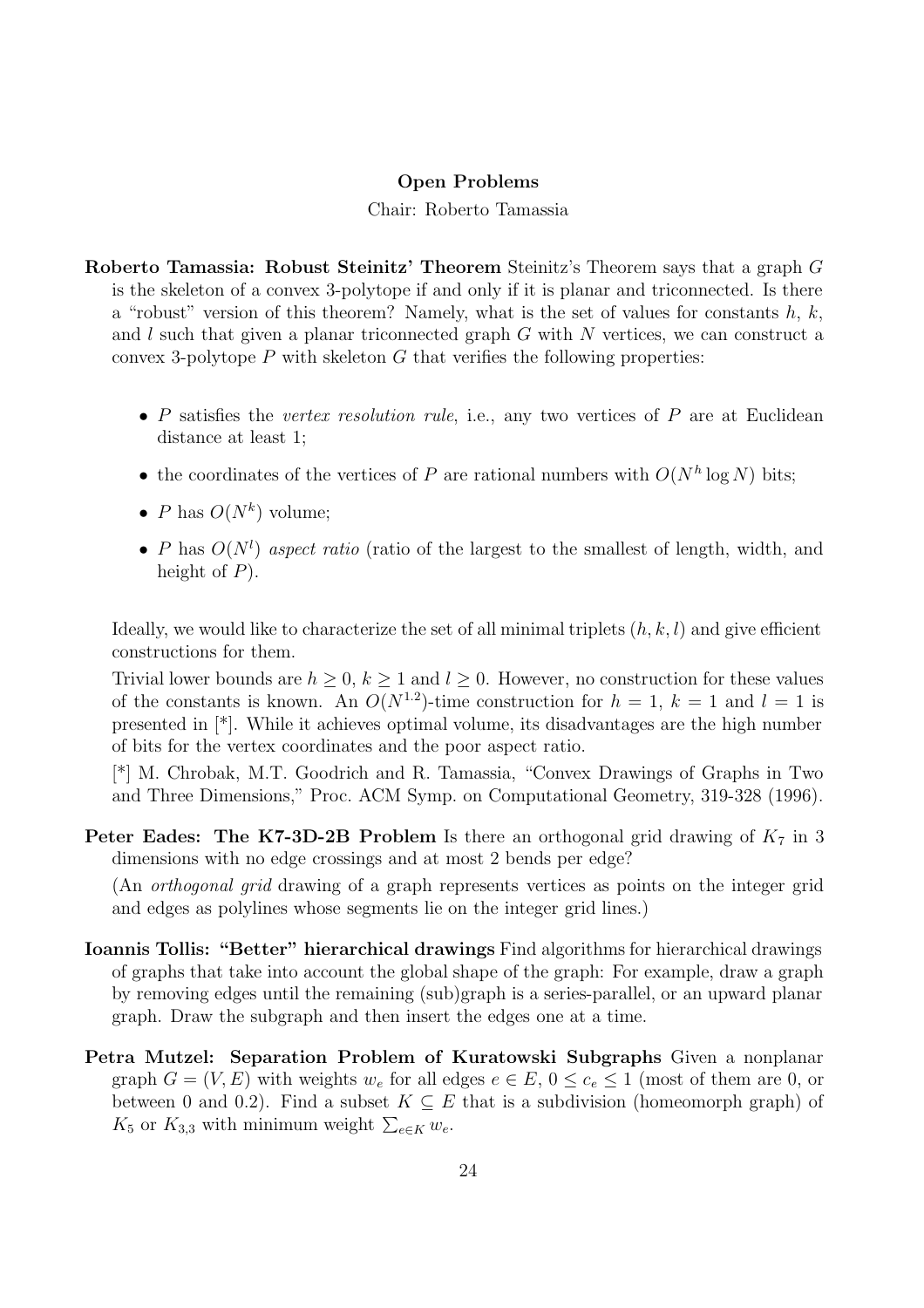## Open Problems

Chair: Roberto Tamassia

**Roberto Tamassia: Robust Steinitz' Theorem** Steinitz's Theorem says that a graph $G$ is the skeleton of a convex 3-polytope if and only if it is planar and triconnected. Is there a "robust" version of this theorem? Namely, what is the set of values for constants $h$, $k$, and $l$ such that given a planar triconnected graph $G$ with $N$ vertices, we can construct a convex 3-polytope $P$ with skeleton $G$ that verifies the following properties:

- $P$ satisfies the *vertex resolution rule*, i.e., any two vertices of $P$ are at Euclidean distance at least 1;
- the coordinates of the vertices of $P$ are rational numbers with $O(N^h \log N)$ bits;
- $P$ has $O(N^k)$ volume;
- $P$ has $O(N^l)$ *aspect ratio* (ratio of the largest to the smallest of length, width, and height of $P$).

Ideally, we would like to characterize the set of all minimal triplets $(h, k, l)$ and give efficient constructions for them.

Trivial lower bounds are $h \geq 0$, $k \geq 1$ and $l \geq 0$. However, no construction for these values of the constants is known. An $O(N^{1.2})$-time construction for $h = 1$, $k = 1$ and $l = 1$ is presented in [*]. While it achieves optimal volume, its disadvantages are the high number of bits for the vertex coordinates and the poor aspect ratio.

[*] M. Chrobak, M.T. Goodrich and R. Tamassia, "Convex Drawings of Graphs in Two and Three Dimensions," Proc. ACM Symp. on Computational Geometry, 319-328 (1996).

**Peter Eades: The K7-3D-2B Problem** Is there an orthogonal grid drawing of $K_7$ in 3 dimensions with no edge crossings and at most 2 bends per edge?

(An *orthogonal grid* drawing of a graph represents vertices as points on the integer grid and edges as polylines whose segments lie on the integer grid lines.)

**Ioannis Tollis: "Better" hierarchical drawings** Find algorithms for hierarchical drawings of graphs that take into account the global shape of the graph: For example, draw a graph by removing edges until the remaining (sub)graph is a series-parallel, or an upward planar graph. Draw the subgraph and then insert the edges one at a time.

**Petra Mutzel: Separation Problem of Kuratowski Subgraphs** Given a nonplanar graph $G = (V, E)$ with weights $w_e$ for all edges $e \in E$, $0 \leq c_e \leq 1$ (most of them are 0, or between 0 and 0.2). Find a subset $K \subseteq E$ that is a subdivision (homeomorph graph) of $K_5$ or $K_{3,3}$ with minimum weight $\sum_{e \in K} w_e$.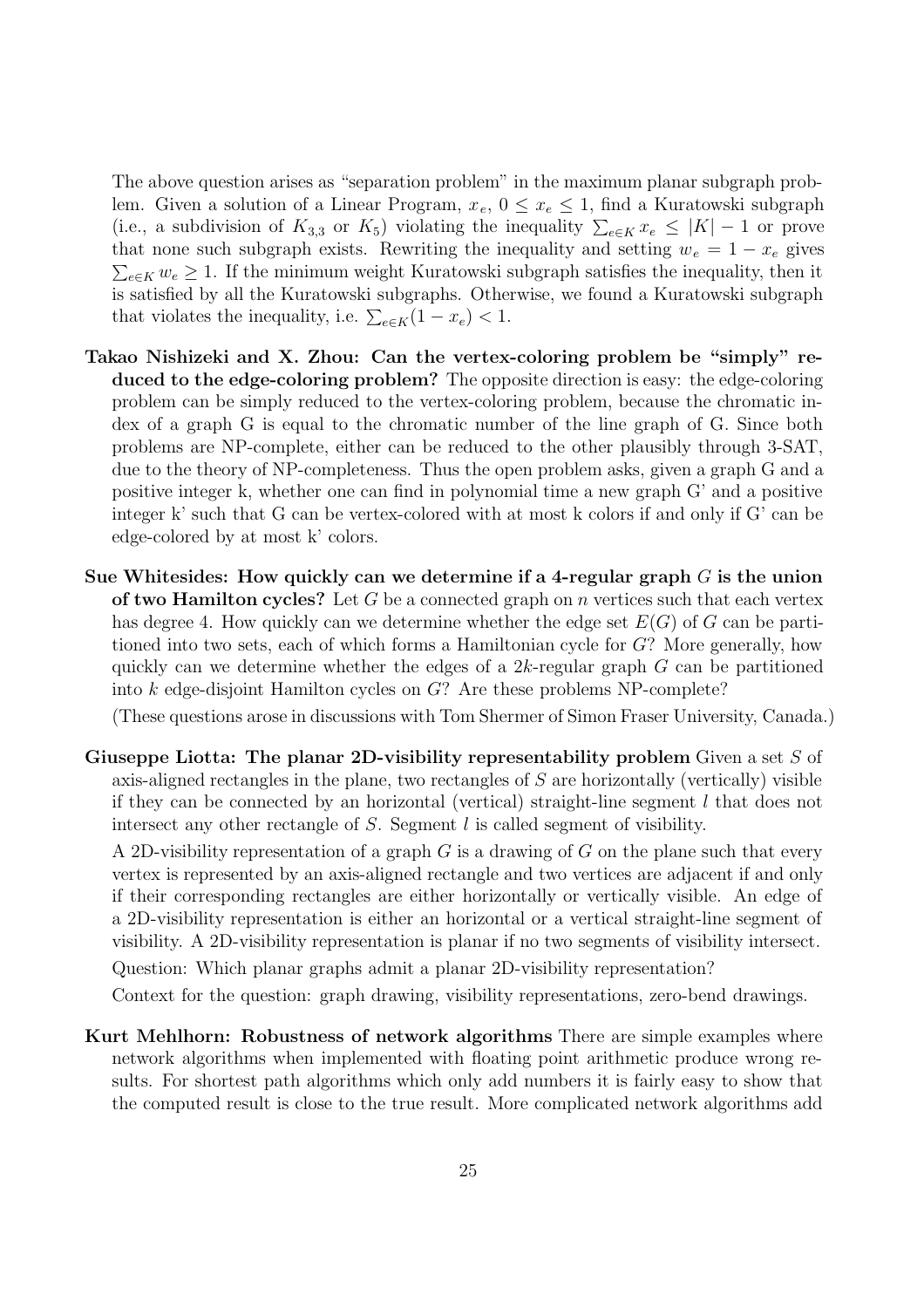The above question arises as "separation problem" in the maximum planar subgraph problem. Given a solution of a Linear Program, $x_e$, $0 \leq x_e \leq 1$, find a Kuratowski subgraph (i.e., a subdivision of $K_{3,3}$ or $K_5$) violating the inequality $\sum_{e \in K} x_e \leq |K| - 1$ or prove that none such subgraph exists. Rewriting the inequality and setting $w_e = 1 - x_e$ gives $\sum_{e \in K} w_e \geq 1$. If the minimum weight Kuratowski subgraph satisfies the inequality, then it is satisfied by all the Kuratowski subgraphs. Otherwise, we found a Kuratowski subgraph that violates the inequality, i.e. $\sum_{e \in K}(1 - x_e) < 1$.

**Takao Nishizeki and X. Zhou: Can the vertex-coloring problem be "simply" reduced to the edge-coloring problem?** The opposite direction is easy: the edge-coloring problem can be simply reduced to the vertex-coloring problem, because the chromatic index of a graph G is equal to the chromatic number of the line graph of G. Since both problems are NP-complete, either can be reduced to the other plausibly through 3-SAT, due to the theory of NP-completeness. Thus the open problem asks, given a graph G and a positive integer k, whether one can find in polynomial time a new graph G' and a positive integer k' such that G can be vertex-colored with at most k colors if and only if G' can be edge-colored by at most k' colors.

**Sue Whitesides: How quickly can we determine if a 4-regular graph $G$ is the union of two Hamilton cycles?** Let $G$ be a connected graph on $n$ vertices such that each vertex has degree 4. How quickly can we determine whether the edge set $E(G)$ of $G$ can be partitioned into two sets, each of which forms a Hamiltonian cycle for $G$? More generally, how quickly can we determine whether the edges of a $2k$-regular graph $G$ can be partitioned into $k$ edge-disjoint Hamilton cycles on $G$? Are these problems NP-complete?

(These questions arose in discussions with Tom Shermer of Simon Fraser University, Canada.)

**Giuseppe Liotta: The planar 2D-visibility representability problem** Given a set $S$ of axis-aligned rectangles in the plane, two rectangles of $S$ are horizontally (vertically) visible if they can be connected by an horizontal (vertical) straight-line segment $l$ that does not intersect any other rectangle of $S$. Segment $l$ is called segment of visibility.

A 2D-visibility representation of a graph $G$ is a drawing of $G$ on the plane such that every vertex is represented by an axis-aligned rectangle and two vertices are adjacent if and only if their corresponding rectangles are either horizontally or vertically visible. An edge of a 2D-visibility representation is either an horizontal or a vertical straight-line segment of visibility. A 2D-visibility representation is planar if no two segments of visibility intersect.

Question: Which planar graphs admit a planar 2D-visibility representation?

Context for the question: graph drawing, visibility representations, zero-bend drawings.

**Kurt Mehlhorn: Robustness of network algorithms** There are simple examples where network algorithms when implemented with floating point arithmetic produce wrong results. For shortest path algorithms which only add numbers it is fairly easy to show that the computed result is close to the true result. More complicated network algorithms add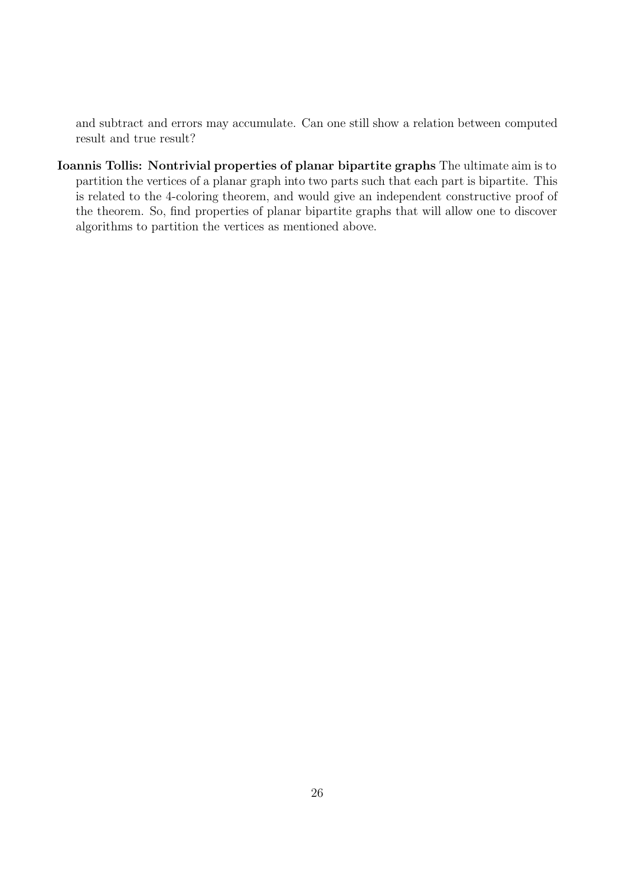and subtract and errors may accumulate. Can one still show a relation between computed result and true result?

**Ioannis Tollis: Nontrivial properties of planar bipartite graphs** The ultimate aim is to partition the vertices of a planar graph into two parts such that each part is bipartite. This is related to the 4-coloring theorem, and would give an independent constructive proof of the theorem. So, find properties of planar bipartite graphs that will allow one to discover algorithms to partition the vertices as mentioned above.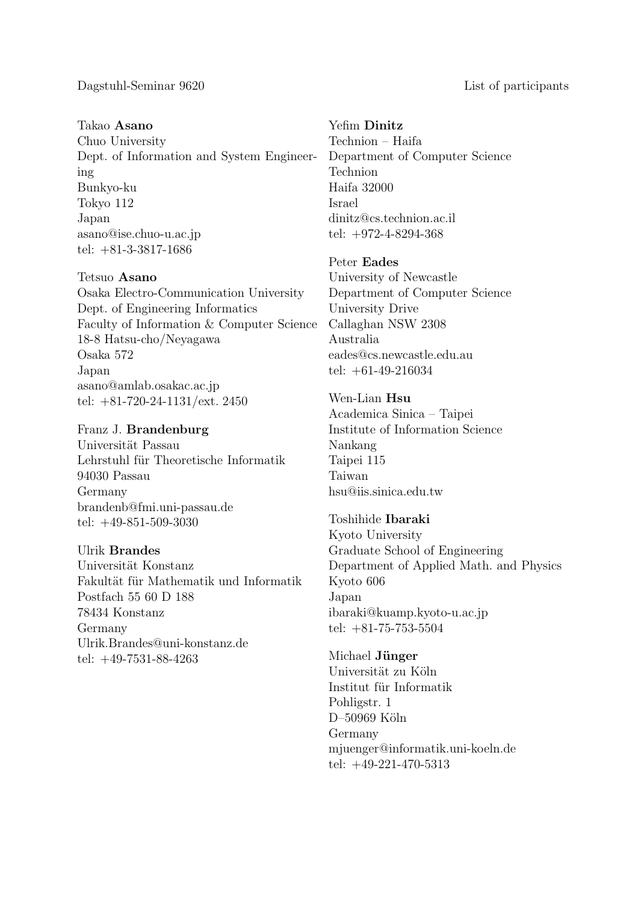Takao **Asano**
Chuo University
Dept. of Information and System Engineering
Bunkyo-ku
Tokyo 112
Japan
asano@ise.chuo-u.ac.jp
tel: +81-3-3817-1686

Tetsuo **Asano**
Osaka Electro-Communication University
Dept. of Engineering Informatics
Faculty of Information & Computer Science
18-8 Hatsu-cho/Neyagawa
Osaka 572
Japan
asano@amlab.osakac.ac.jp
tel: +81-720-24-1131/ext. 2450

Franz J. **Brandenburg**
Universität Passau
Lehrstuhl für Theoretische Informatik
94030 Passau
Germany
brandenb@fmi.uni-passau.de
tel: +49-851-509-3030

Ulrik **Brandes**
Universität Konstanz
Fakultät für Mathematik und Informatik
Postfach 55 60 D 188
78434 Konstanz
Germany
Ulrik.Brandes@uni-konstanz.de
tel: +49-7531-88-4263

Yefim **Dinitz**
Technion – Haifa
Department of Computer Science
Technion
Haifa 32000
Israel
dinitz@cs.technion.ac.il
tel: +972-4-8294-368

Peter **Eades**
University of Newcastle
Department of Computer Science
University Drive
Callaghan NSW 2308
Australia
eades@cs.newcastle.edu.au
tel: +61-49-216034

Wen-Lian **Hsu**
Academica Sinica – Taipei
Institute of Information Science
Nankang
Taipei 115
Taiwan
hsu@iis.sinica.edu.tw

Toshihide **Ibaraki**
Kyoto University
Graduate School of Engineering
Department of Applied Math. and Physics
Kyoto 606
Japan
ibaraki@kuamp.kyoto-u.ac.jp
tel: +81-75-753-5504

Michael **Jünger**
Universität zu Köln
Institut für Informatik
Pohligstr. 1
D–50969 Köln
Germany
mjuenger@informatik.uni-koeln.de
tel: +49-221-470-5313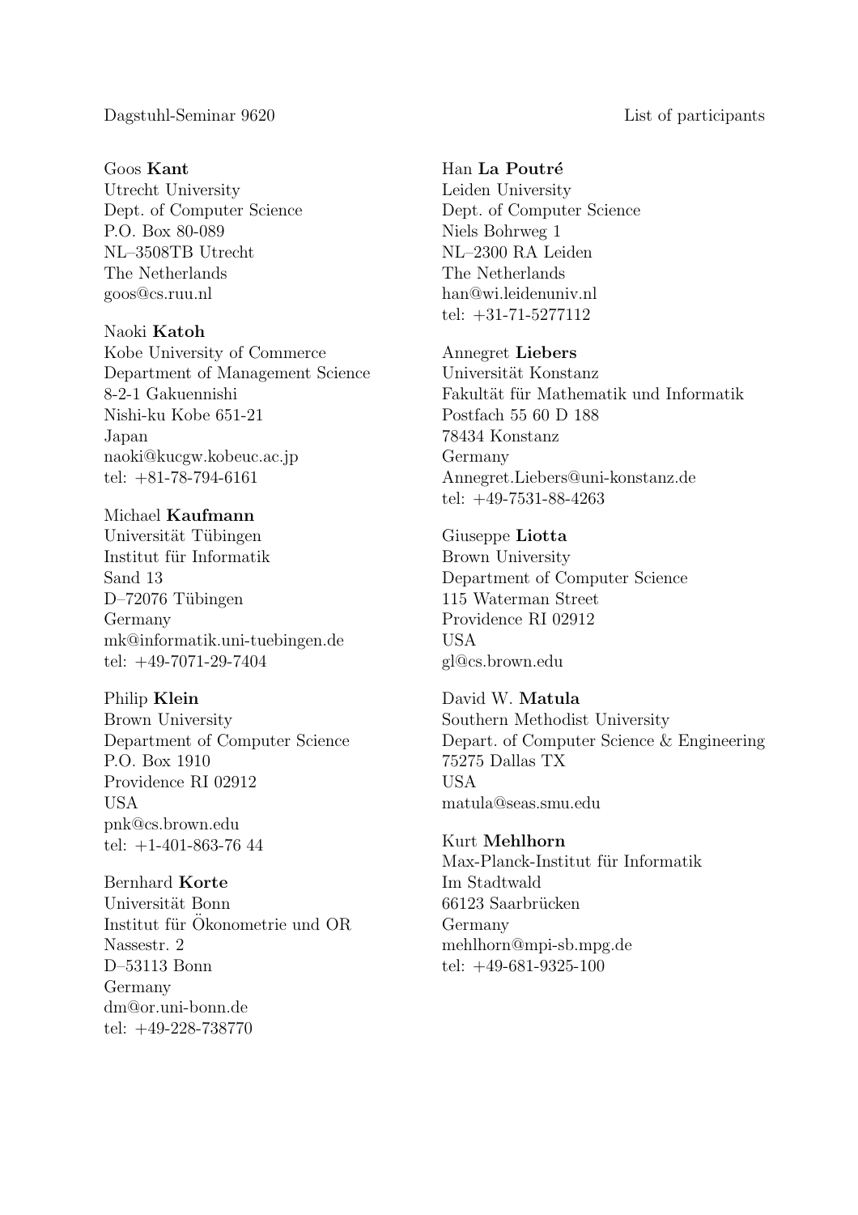Goos **Kant**
Utrecht University
Dept. of Computer Science
P.O. Box 80-089
NL–3508TB Utrecht
The Netherlands
goos@cs.ruu.nl

Naoki **Katoh**
Kobe University of Commerce
Department of Management Science
8-2-1 Gakuennishi
Nishi-ku Kobe 651-21
Japan
naoki@kucgw.kobeuc.ac.jp
tel: +81-78-794-6161

Michael **Kaufmann**
Universität Tübingen
Institut für Informatik
Sand 13
D–72076 Tübingen
Germany
mk@informatik.uni-tuebingen.de
tel: +49-7071-29-7404

Philip **Klein**
Brown University
Department of Computer Science
P.O. Box 1910
Providence RI 02912
USA
pnk@cs.brown.edu
tel: +1-401-863-76 44

Bernhard **Korte**
Universität Bonn
Institut für Ökonometrie und OR
Nassestr. 2
D–53113 Bonn
Germany
dm@or.uni-bonn.de
tel: +49-228-738770

Han **La Poutré**
Leiden University
Dept. of Computer Science
Niels Bohrweg 1
NL–2300 RA Leiden
The Netherlands
han@wi.leidenuniv.nl
tel: +31-71-5277112

Annegret **Liebers**
Universität Konstanz
Fakultät für Mathematik und Informatik
Postfach 55 60 D 188
78434 Konstanz
Germany
Annegret.Liebers@uni-konstanz.de
tel: +49-7531-88-4263

Giuseppe **Liotta**
Brown University
Department of Computer Science
115 Waterman Street
Providence RI 02912
USA
gl@cs.brown.edu

David W. **Matula**
Southern Methodist University
Depart. of Computer Science & Engineering
75275 Dallas TX
USA
matula@seas.smu.edu

Kurt **Mehlhorn**
Max-Planck-Institut für Informatik
Im Stadtwald
66123 Saarbrücken
Germany
mehlhorn@mpi-sb.mpg.de
tel: +49-681-9325-100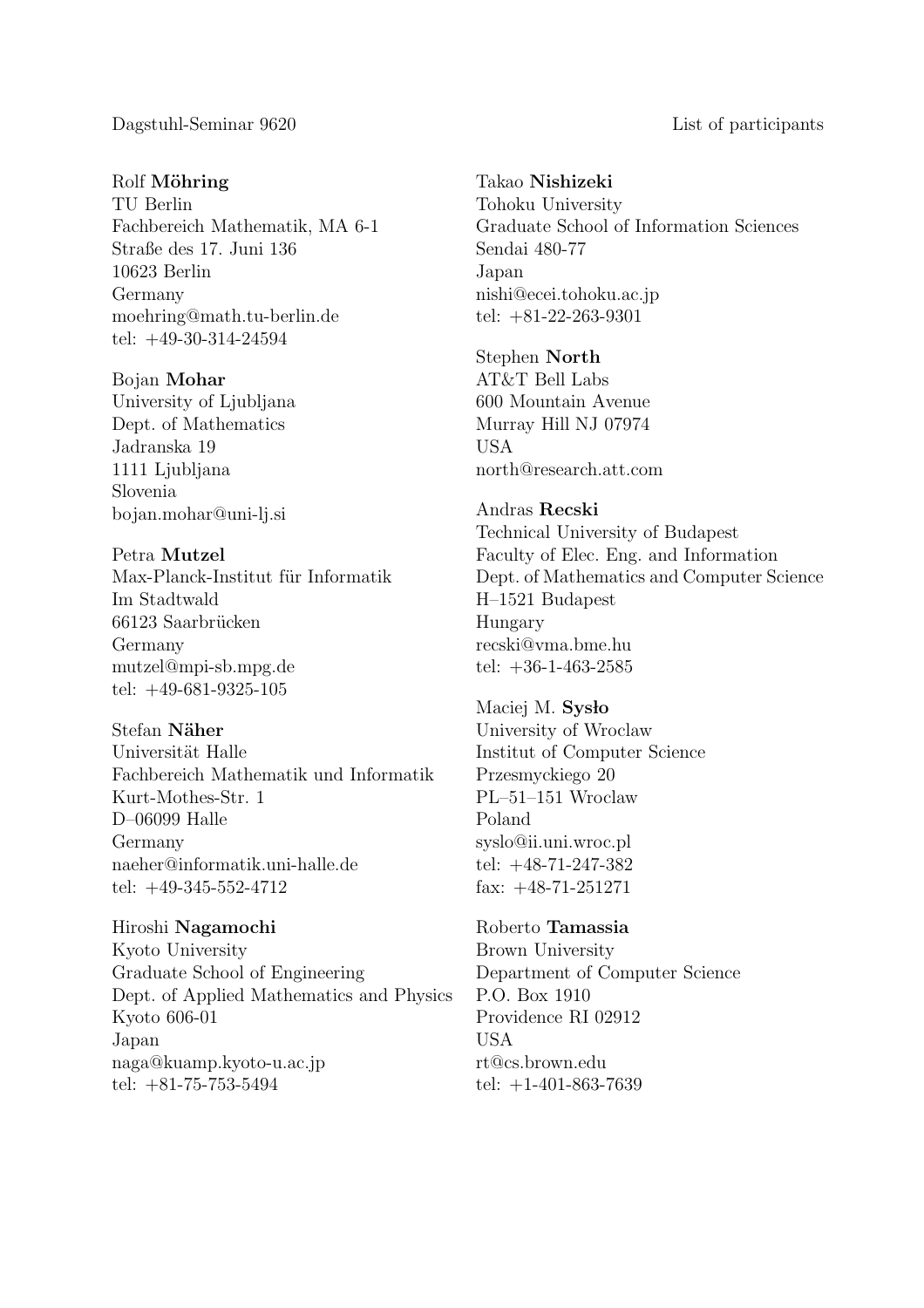Rolf **Möhring**
TU Berlin
Fachbereich Mathematik, MA 6-1
Straße des 17. Juni 136
10623 Berlin
Germany
moehring@math.tu-berlin.de
tel: +49-30-314-24594

Bojan **Mohar**
University of Ljubljana
Dept. of Mathematics
Jadranska 19
1111 Ljubljana
Slovenia
bojan.mohar@uni-lj.si

Petra **Mutzel**
Max-Planck-Institut für Informatik
Im Stadtwald
66123 Saarbrücken
Germany
mutzel@mpi-sb.mpg.de
tel: +49-681-9325-105

Stefan **Näher**
Universität Halle
Fachbereich Mathematik und Informatik
Kurt-Mothes-Str. 1
D–06099 Halle
Germany
naeher@informatik.uni-halle.de
tel: +49-345-552-4712

Hiroshi **Nagamochi**
Kyoto University
Graduate School of Engineering
Dept. of Applied Mathematics and Physics
Kyoto 606-01
Japan
naga@kuamp.kyoto-u.ac.jp
tel: +81-75-753-5494

Takao **Nishizeki**
Tohoku University
Graduate School of Information Sciences
Sendai 480-77
Japan
nishi@ecei.tohoku.ac.jp
tel: +81-22-263-9301

Stephen **North**
AT&T Bell Labs
600 Mountain Avenue
Murray Hill NJ 07974
USA
north@research.att.com

Andras **Recski**
Technical University of Budapest
Faculty of Elec. Eng. and Information
Dept. of Mathematics and Computer Science
H–1521 Budapest
Hungary
recski@vma.bme.hu
tel: +36-1-463-2585

Maciej M. **Sysło**
University of Wroclaw
Institut of Computer Science
Przesmyckiego 20
PL–51–151 Wroclaw
Poland
syslo@ii.uni.wroc.pl
tel: +48-71-247-382
fax: +48-71-251271

Roberto **Tamassia**
Brown University
Department of Computer Science
P.O. Box 1910
Providence RI 02912
USA
rt@cs.brown.edu
tel: +1-401-863-7639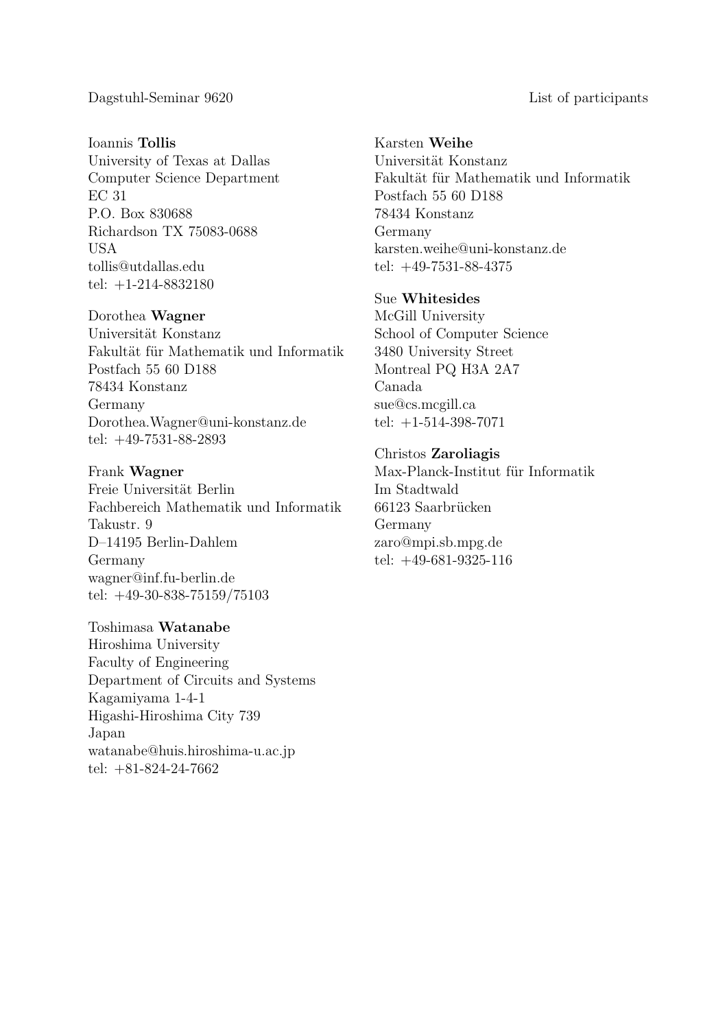Ioannis **Tollis**
University of Texas at Dallas
Computer Science Department
EC 31
P.O. Box 830688
Richardson TX 75083-0688
USA
tollis@utdallas.edu
tel: +1-214-8832180

Dorothea **Wagner**
Universität Konstanz
Fakultät für Mathematik und Informatik
Postfach 55 60 D188
78434 Konstanz
Germany
Dorothea.Wagner@uni-konstanz.de
tel: +49-7531-88-2893

Frank **Wagner**
Freie Universität Berlin
Fachbereich Mathematik und Informatik
Takustr. 9
D–14195 Berlin-Dahlem
Germany
wagner@inf.fu-berlin.de
tel: +49-30-838-75159/75103

Toshimasa **Watanabe**
Hiroshima University
Faculty of Engineering
Department of Circuits and Systems
Kagamiyama 1-4-1
Higashi-Hiroshima City 739
Japan
watanabe@huis.hiroshima-u.ac.jp
tel: +81-824-24-7662

Karsten **Weihe**
Universität Konstanz
Fakultät für Mathematik und Informatik
Postfach 55 60 D188
78434 Konstanz
Germany
karsten.weihe@uni-konstanz.de
tel: +49-7531-88-4375

Sue **Whitesides**
McGill University
School of Computer Science
3480 University Street
Montreal PQ H3A 2A7
Canada
sue@cs.mcgill.ca
tel: +1-514-398-7071

Christos **Zaroliagis**
Max-Planck-Institut für Informatik
Im Stadtwald
66123 Saarbrücken
Germany
zaro@mpi.sb.mpg.de
tel: +49-681-9325-116